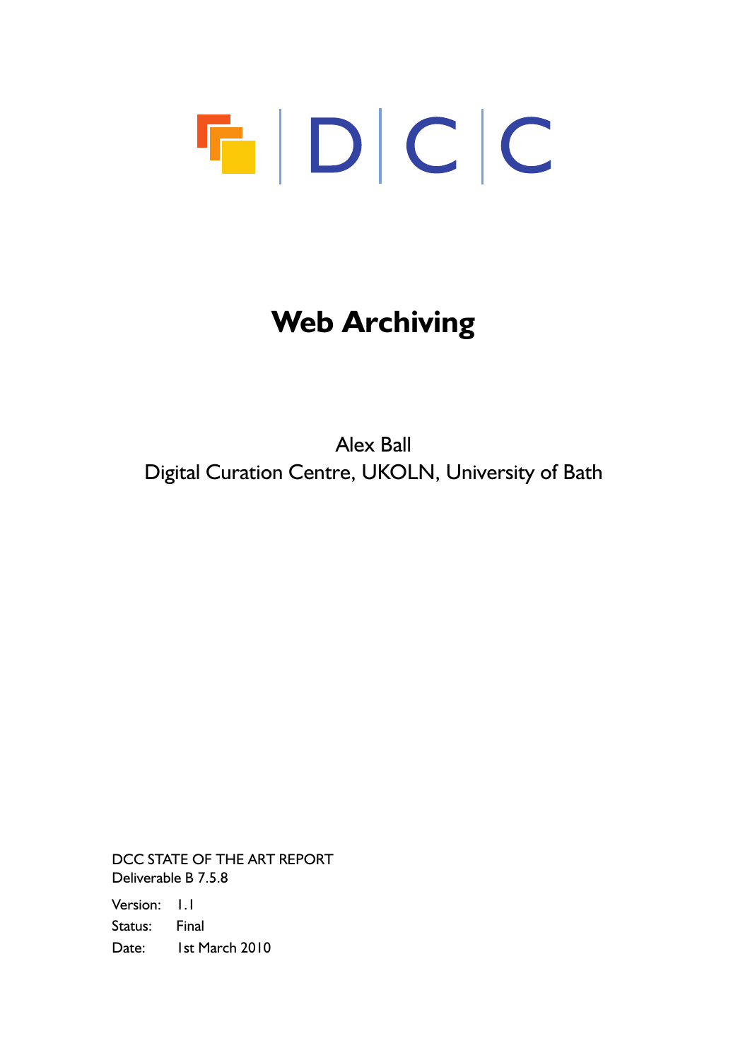# Web Archiving

Alex Ball
Digital Curation Centre, UKOLN, University of Bath

DCC STATE OF THE ART REPORT
Deliverable B 7.5.8

Version: 1.1
Status: Final
Date: 1st March 2010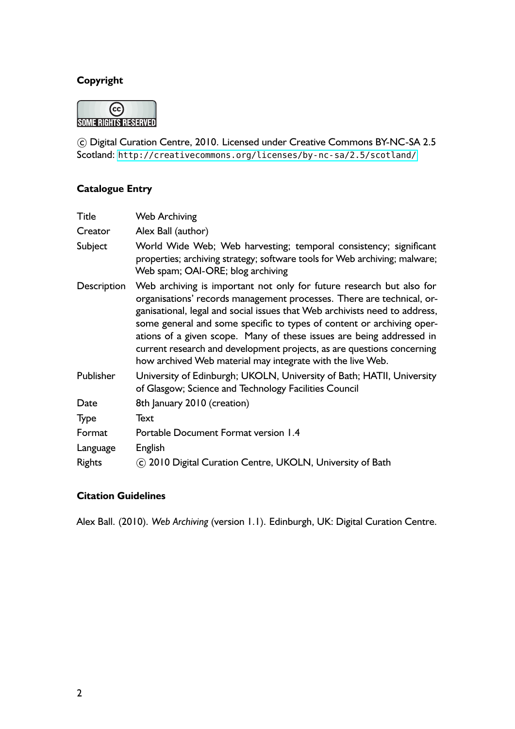**Copyright**

SOME RIGHTS RESERVED

© Digital Curation Centre, 2010. Licensed under Creative Commons BY-NC-SA 2.5 Scotland: http://creativecommons.org/licenses/by-nc-sa/2.5/scotland/

**Catalogue Entry**

| | |
|---|---|
| Title | Web Archiving |
| Creator | Alex Ball (author) |
| Subject | World Wide Web; Web harvesting; temporal consistency; significant properties; archiving strategy; software tools for Web archiving; malware; Web spam; OAI-ORE; blog archiving |
| Description | Web archiving is important not only for future research but also for organisations' records management processes. There are technical, organisational, legal and social issues that Web archivists need to address, some general and some specific to types of content or archiving operations of a given scope. Many of these issues are being addressed in current research and development projects, as are questions concerning how archived Web material may integrate with the live Web. |
| Publisher | University of Edinburgh; UKOLN, University of Bath; HATII, University of Glasgow; Science and Technology Facilities Council |
| Date | 8th January 2010 (creation) |
| Type | Text |
| Format | Portable Document Format version 1.4 |
| Language | English |
| Rights | © 2010 Digital Curation Centre, UKOLN, University of Bath |

**Citation Guidelines**

Alex Ball. (2010). *Web Archiving* (version 1.1). Edinburgh, UK: Digital Curation Centre.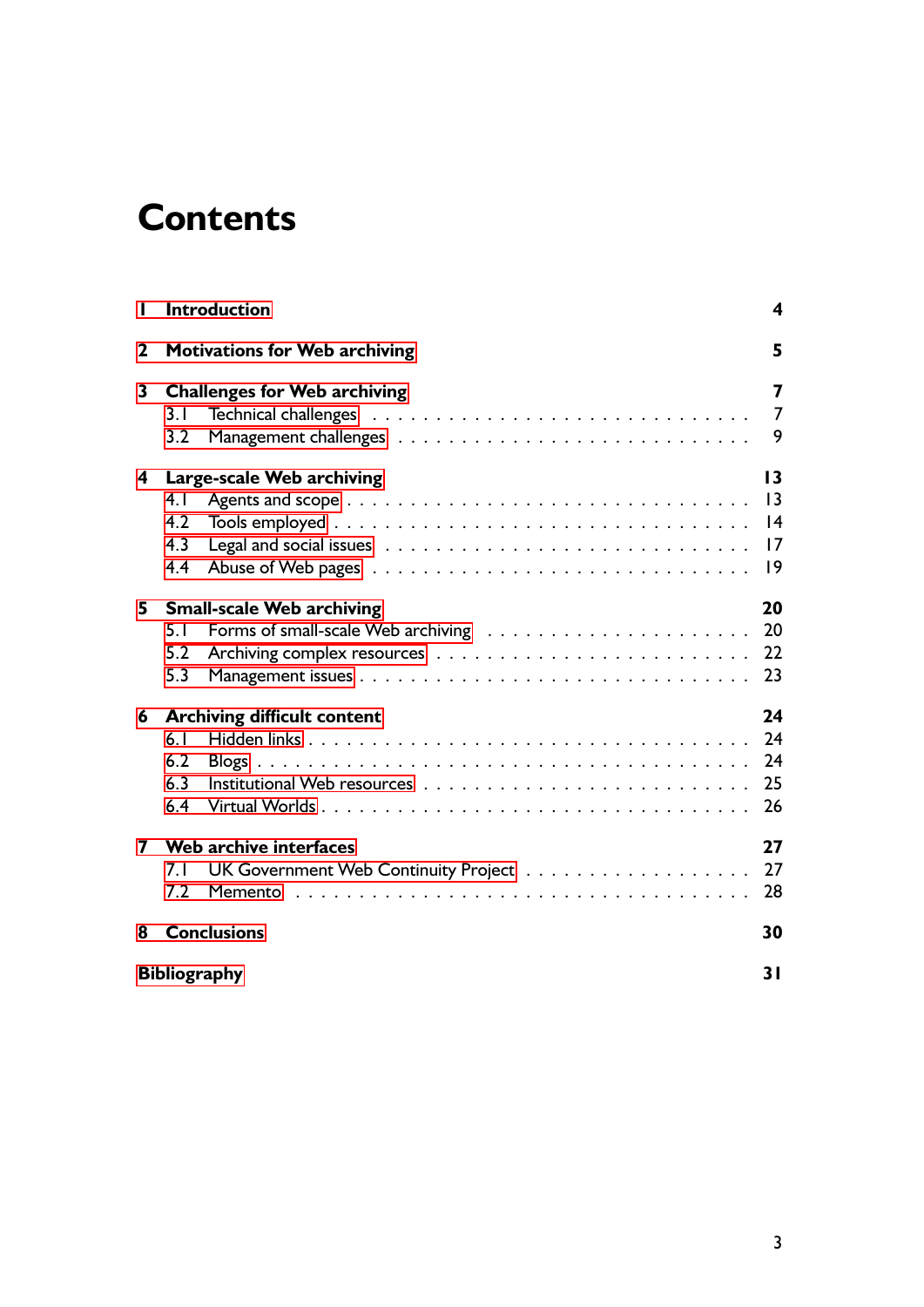# Contents

**1 Introduction** **4**

**2 Motivations for Web archiving** **5**

**3 Challenges for Web archiving** **7**

- 3.1 Technical challenges . . . 7
- 3.2 Management challenges . . . 9

**4 Large-scale Web archiving** **13**

- 4.1 Agents and scope . . . 13
- 4.2 Tools employed . . . 14
- 4.3 Legal and social issues . . . 17
- 4.4 Abuse of Web pages . . . 19

**5 Small-scale Web archiving** **20**

- 5.1 Forms of small-scale Web archiving . . . 20
- 5.2 Archiving complex resources . . . 22
- 5.3 Management issues . . . 23

**6 Archiving difficult content** **24**

- 6.1 Hidden links . . . 24
- 6.2 Blogs . . . 24
- 6.3 Institutional Web resources . . . 25
- 6.4 Virtual Worlds . . . 26

**7 Web archive interfaces** **27**

- 7.1 UK Government Web Continuity Project . . . 27
- 7.2 Memento . . . 28

**8 Conclusions** **30**

**Bibliography** **31**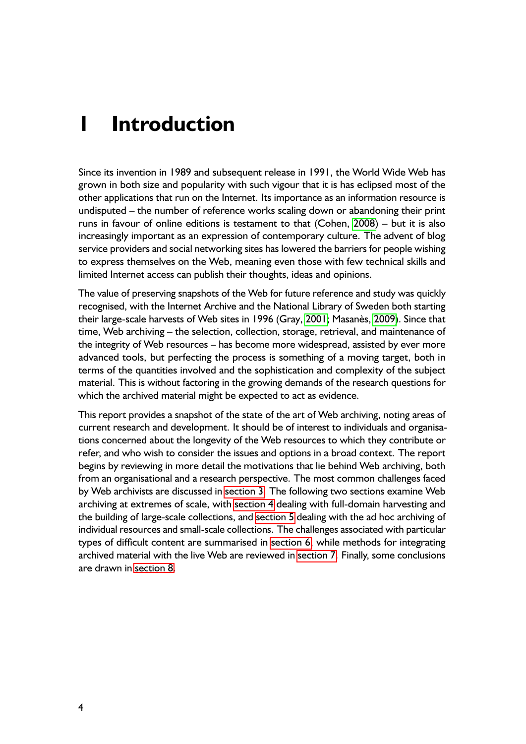# 1 Introduction

Since its invention in 1989 and subsequent release in 1991, the World Wide Web has grown in both size and popularity with such vigour that it is has eclipsed most of the other applications that run on the Internet. Its importance as an information resource is undisputed – the number of reference works scaling down or abandoning their print runs in favour of online editions is testament to that (Cohen, 2008) – but it is also increasingly important as an expression of contemporary culture. The advent of blog service providers and social networking sites has lowered the barriers for people wishing to express themselves on the Web, meaning even those with few technical skills and limited Internet access can publish their thoughts, ideas and opinions.

The value of preserving snapshots of the Web for future reference and study was quickly recognised, with the Internet Archive and the National Library of Sweden both starting their large-scale harvests of Web sites in 1996 (Gray, 2001; Masanès, 2009). Since that time, Web archiving – the selection, collection, storage, retrieval, and maintenance of the integrity of Web resources – has become more widespread, assisted by ever more advanced tools, but perfecting the process is something of a moving target, both in terms of the quantities involved and the sophistication and complexity of the subject material. This is without factoring in the growing demands of the research questions for which the archived material might be expected to act as evidence.

This report provides a snapshot of the state of the art of Web archiving, noting areas of current research and development. It should be of interest to individuals and organisations concerned about the longevity of the Web resources to which they contribute or refer, and who wish to consider the issues and options in a broad context. The report begins by reviewing in more detail the motivations that lie behind Web archiving, both from an organisational and a research perspective. The most common challenges faced by Web archivists are discussed in section 3. The following two sections examine Web archiving at extremes of scale, with section 4 dealing with full-domain harvesting and the building of large-scale collections, and section 5 dealing with the ad hoc archiving of individual resources and small-scale collections. The challenges associated with particular types of difficult content are summarised in section 6, while methods for integrating archived material with the live Web are reviewed in section 7. Finally, some conclusions are drawn in section 8.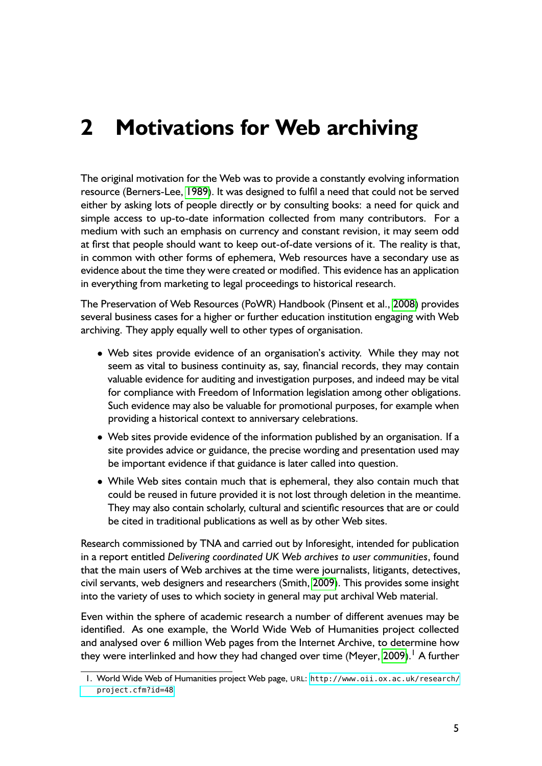# 2 Motivations for Web archiving

The original motivation for the Web was to provide a constantly evolving information resource (Berners-Lee, 1989). It was designed to fulfil a need that could not be served either by asking lots of people directly or by consulting books: a need for quick and simple access to up-to-date information collected from many contributors. For a medium with such an emphasis on currency and constant revision, it may seem odd at first that people should want to keep out-of-date versions of it. The reality is that, in common with other forms of ephemera, Web resources have a secondary use as evidence about the time they were created or modified. This evidence has an application in everything from marketing to legal proceedings to historical research.

The Preservation of Web Resources (PoWR) Handbook (Pinsent et al., 2008) provides several business cases for a higher or further education institution engaging with Web archiving. They apply equally well to other types of organisation.

- Web sites provide evidence of an organisation's activity. While they may not seem as vital to business continuity as, say, financial records, they may contain valuable evidence for auditing and investigation purposes, and indeed may be vital for compliance with Freedom of Information legislation among other obligations. Such evidence may also be valuable for promotional purposes, for example when providing a historical context to anniversary celebrations.
- Web sites provide evidence of the information published by an organisation. If a site provides advice or guidance, the precise wording and presentation used may be important evidence if that guidance is later called into question.
- While Web sites contain much that is ephemeral, they also contain much that could be reused in future provided it is not lost through deletion in the meantime. They may also contain scholarly, cultural and scientific resources that are or could be cited in traditional publications as well as by other Web sites.

Research commissioned by TNA and carried out by Inforesight, intended for publication in a report entitled *Delivering coordinated UK Web archives to user communities*, found that the main users of Web archives at the time were journalists, litigants, detectives, civil servants, web designers and researchers (Smith, 2009). This provides some insight into the variety of uses to which society in general may put archival Web material.

Even within the sphere of academic research a number of different avenues may be identified. As one example, the World Wide Web of Humanities project collected and analysed over 6 million Web pages from the Internet Archive, to determine how they were interlinked and how they had changed over time (Meyer, 2009).[1] A further

1. World Wide Web of Humanities project Web page, URL: `http://www.oii.ox.ac.uk/research/project.cfm?id=48`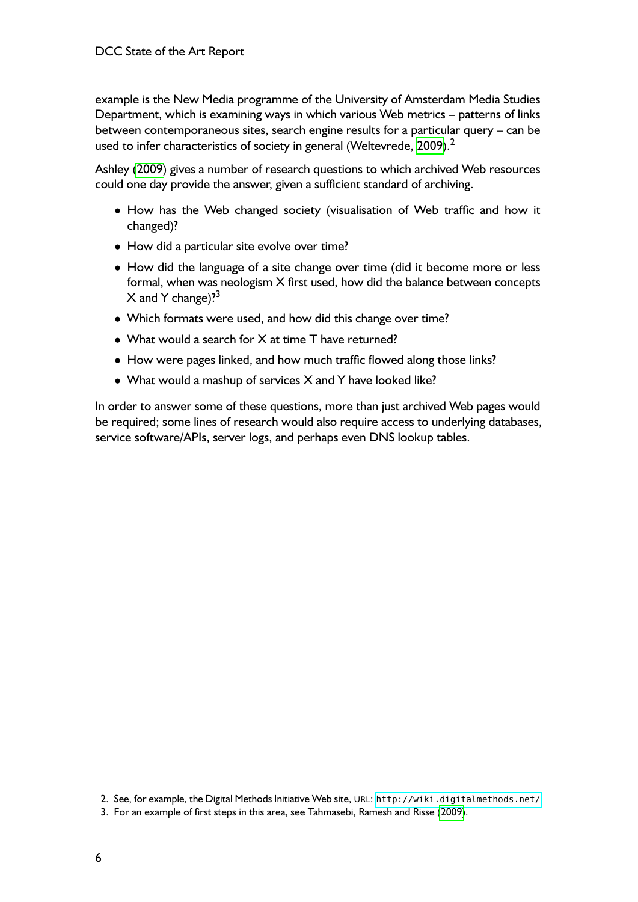example is the New Media programme of the University of Amsterdam Media Studies Department, which is examining ways in which various Web metrics – patterns of links between contemporaneous sites, search engine results for a particular query – can be used to infer characteristics of society in general (Weltevrede, 2009).[2]

Ashley (2009) gives a number of research questions to which archived Web resources could one day provide the answer, given a sufficient standard of archiving.

- How has the Web changed society (visualisation of Web traffic and how it changed)?
- How did a particular site evolve over time?
- How did the language of a site change over time (did it become more or less formal, when was neologism X first used, how did the balance between concepts X and Y change)?[3]
- Which formats were used, and how did this change over time?
- What would a search for X at time T have returned?
- How were pages linked, and how much traffic flowed along those links?
- What would a mashup of services X and Y have looked like?

In order to answer some of these questions, more than just archived Web pages would be required; some lines of research would also require access to underlying databases, service software/APIs, server logs, and perhaps even DNS lookup tables.

2. See, for example, the Digital Methods Initiative Web site, URL: `http://wiki.digitalmethods.net/`

3. For an example of first steps in this area, see Tahmasebi, Ramesh and Risse (2009).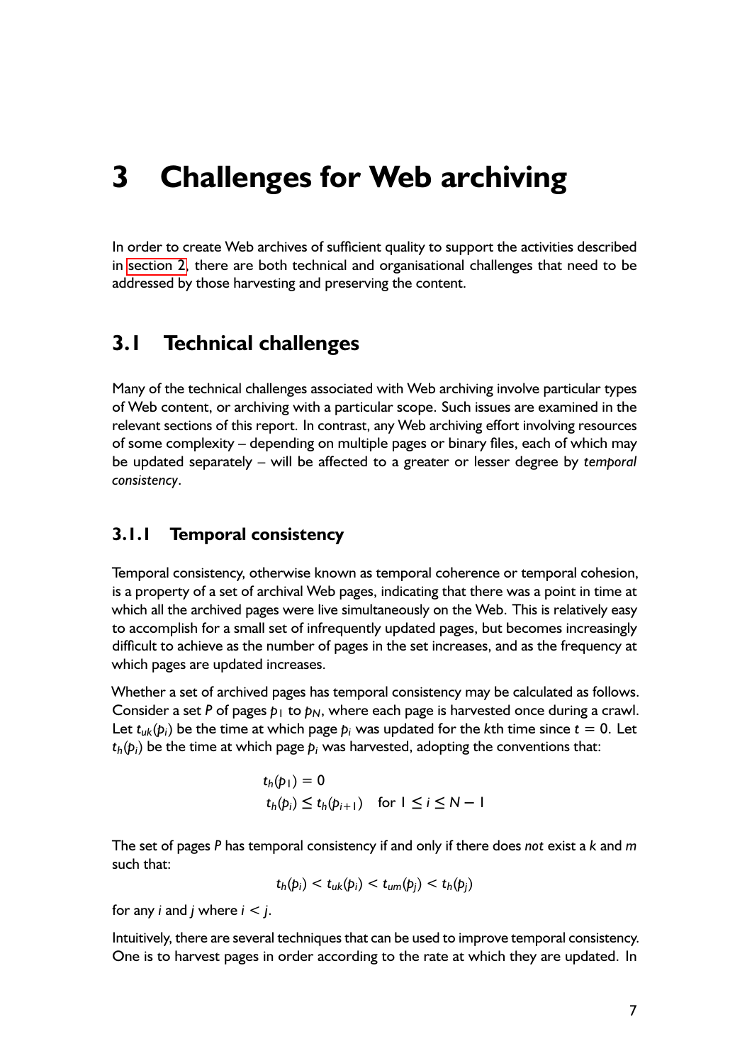# 3 Challenges for Web archiving

In order to create Web archives of sufficient quality to support the activities described in section 2, there are both technical and organisational challenges that need to be addressed by those harvesting and preserving the content.

## 3.1 Technical challenges

Many of the technical challenges associated with Web archiving involve particular types of Web content, or archiving with a particular scope. Such issues are examined in the relevant sections of this report. In contrast, any Web archiving effort involving resources of some complexity – depending on multiple pages or binary files, each of which may be updated separately – will be affected to a greater or lesser degree by *temporal consistency*.

### 3.1.1 Temporal consistency

Temporal consistency, otherwise known as temporal coherence or temporal cohesion, is a property of a set of archival Web pages, indicating that there was a point in time at which all the archived pages were live simultaneously on the Web. This is relatively easy to accomplish for a small set of infrequently updated pages, but becomes increasingly difficult to achieve as the number of pages in the set increases, and as the frequency at which pages are updated increases.

Whether a set of archived pages has temporal consistency may be calculated as follows. Consider a set $P$ of pages $p_1$ to $p_N$, where each page is harvested once during a crawl. Let $t_{uk}(p_i)$ be the time at which page $p_i$ was updated for the $k$th time since $t = 0$. Let $t_h(p_i)$ be the time at which page $p_i$ was harvested, adopting the conventions that:

$$t_h(p_1) = 0$$
$$t_h(p_i) \leq t_h(p_{i+1}) \quad \text{for } 1 \leq i \leq N - 1$$

The set of pages $P$ has temporal consistency if and only if there does *not* exist a $k$ and $m$ such that:

$$t_h(p_i) < t_{uk}(p_i) < t_{um}(p_j) < t_h(p_j)$$

for any $i$ and $j$ where $i < j$.

Intuitively, there are several techniques that can be used to improve temporal consistency. One is to harvest pages in order according to the rate at which they are updated. In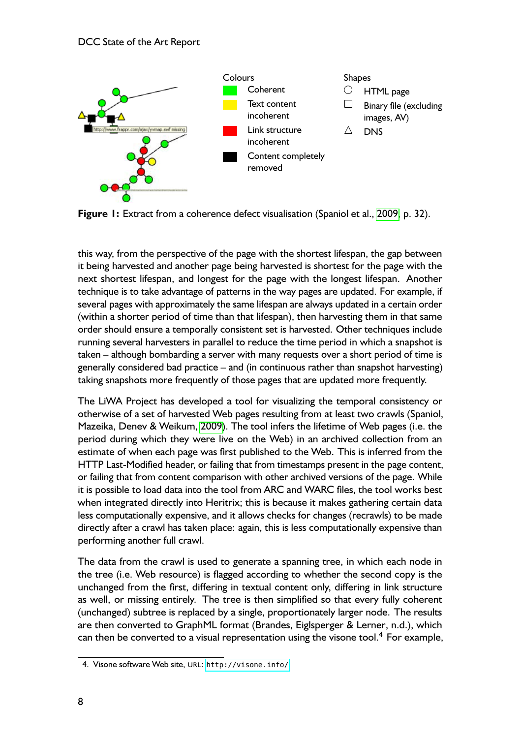Colours

- Coherent
- Text content incoherent
- Link structure incoherent
- Content completely removed

Shapes

- ○ HTML page
- □ Binary file (excluding images, AV)
- △ DNS

**Figure 1:** Extract from a coherence defect visualisation (Spaniol et al., 2009, p. 32).

this way, from the perspective of the page with the shortest lifespan, the gap between it being harvested and another page being harvested is shortest for the page with the next shortest lifespan, and longest for the page with the longest lifespan. Another technique is to take advantage of patterns in the way pages are updated. For example, if several pages with approximately the same lifespan are always updated in a certain order (within a shorter period of time than that lifespan), then harvesting them in that same order should ensure a temporally consistent set is harvested. Other techniques include running several harvesters in parallel to reduce the time period in which a snapshot is taken – although bombarding a server with many requests over a short period of time is generally considered bad practice – and (in continuous rather than snapshot harvesting) taking snapshots more frequently of those pages that are updated more frequently.

The LiWA Project has developed a tool for visualizing the temporal consistency or otherwise of a set of harvested Web pages resulting from at least two crawls (Spaniol, Mazeika, Denev & Weikum, 2009). The tool infers the lifetime of Web pages (i.e. the period during which they were live on the Web) in an archived collection from an estimate of when each page was first published to the Web. This is inferred from the HTTP Last-Modified header, or failing that from timestamps present in the page content, or failing that from content comparison with other archived versions of the page. While it is possible to load data into the tool from ARC and WARC files, the tool works best when integrated directly into Heritrix; this is because it makes gathering certain data less computationally expensive, and it allows checks for changes (recrawls) to be made directly after a crawl has taken place: again, this is less computationally expensive than performing another full crawl.

The data from the crawl is used to generate a spanning tree, in which each node in the tree (i.e. Web resource) is flagged according to whether the second copy is the unchanged from the first, differing in textual content only, differing in link structure as well, or missing entirely. The tree is then simplified so that every fully coherent (unchanged) subtree is replaced by a single, proportionately larger node. The results are then converted to GraphML format (Brandes, Eiglsperger & Lerner, n.d.), which can then be converted to a visual representation using the visone tool.[4] For example,

4. Visone software Web site, URL: `http://visone.info/`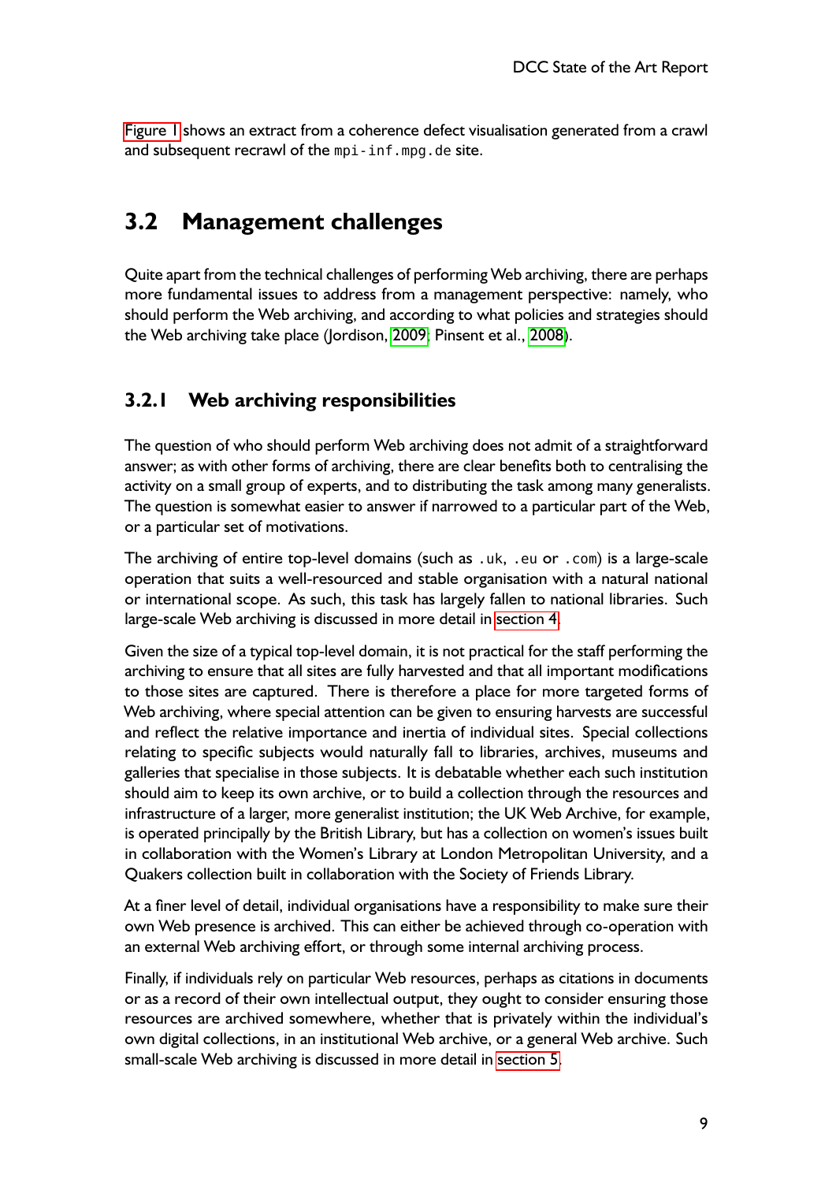Figure 1 shows an extract from a coherence defect visualisation generated from a crawl and subsequent recrawl of the `mpi-inf.mpg.de` site.

## 3.2 Management challenges

Quite apart from the technical challenges of performing Web archiving, there are perhaps more fundamental issues to address from a management perspective: namely, who should perform the Web archiving, and according to what policies and strategies should the Web archiving take place (Jordison, 2009; Pinsent et al., 2008).

### 3.2.1 Web archiving responsibilities

The question of who should perform Web archiving does not admit of a straightforward answer; as with other forms of archiving, there are clear benefits both to centralising the activity on a small group of experts, and to distributing the task among many generalists. The question is somewhat easier to answer if narrowed to a particular part of the Web, or a particular set of motivations.

The archiving of entire top-level domains (such as `.uk`, `.eu` or `.com`) is a large-scale operation that suits a well-resourced and stable organisation with a natural national or international scope. As such, this task has largely fallen to national libraries. Such large-scale Web archiving is discussed in more detail in section 4.

Given the size of a typical top-level domain, it is not practical for the staff performing the archiving to ensure that all sites are fully harvested and that all important modifications to those sites are captured. There is therefore a place for more targeted forms of Web archiving, where special attention can be given to ensuring harvests are successful and reflect the relative importance and inertia of individual sites. Special collections relating to specific subjects would naturally fall to libraries, archives, museums and galleries that specialise in those subjects. It is debatable whether each such institution should aim to keep its own archive, or to build a collection through the resources and infrastructure of a larger, more generalist institution; the UK Web Archive, for example, is operated principally by the British Library, but has a collection on women's issues built in collaboration with the Women's Library at London Metropolitan University, and a Quakers collection built in collaboration with the Society of Friends Library.

At a finer level of detail, individual organisations have a responsibility to make sure their own Web presence is archived. This can either be achieved through co-operation with an external Web archiving effort, or through some internal archiving process.

Finally, if individuals rely on particular Web resources, perhaps as citations in documents or as a record of their own intellectual output, they ought to consider ensuring those resources are archived somewhere, whether that is privately within the individual's own digital collections, in an institutional Web archive, or a general Web archive. Such small-scale Web archiving is discussed in more detail in section 5.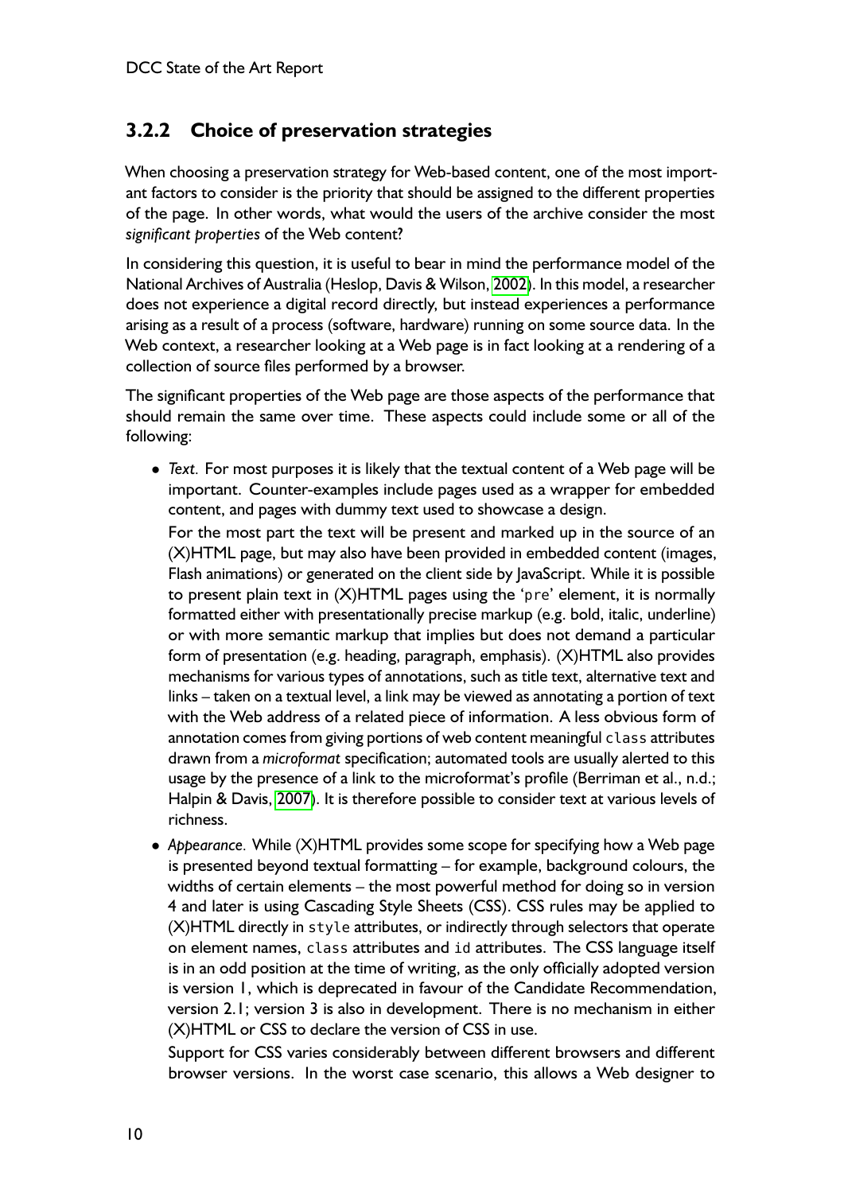### 3.2.2 Choice of preservation strategies

When choosing a preservation strategy for Web-based content, one of the most important factors to consider is the priority that should be assigned to the different properties of the page. In other words, what would the users of the archive consider the most *significant properties* of the Web content?

In considering this question, it is useful to bear in mind the performance model of the National Archives of Australia (Heslop, Davis & Wilson, 2002). In this model, a researcher does not experience a digital record directly, but instead experiences a performance arising as a result of a process (software, hardware) running on some source data. In the Web context, a researcher looking at a Web page is in fact looking at a rendering of a collection of source files performed by a browser.

The significant properties of the Web page are those aspects of the performance that should remain the same over time. These aspects could include some or all of the following:

- *Text.* For most purposes it is likely that the textual content of a Web page will be important. Counter-examples include pages used as a wrapper for embedded content, and pages with dummy text used to showcase a design.

  For the most part the text will be present and marked up in the source of an (X)HTML page, but may also have been provided in embedded content (images, Flash animations) or generated on the client side by JavaScript. While it is possible to present plain text in (X)HTML pages using the '`pre`' element, it is normally formatted either with presentationally precise markup (e.g. bold, italic, underline) or with more semantic markup that implies but does not demand a particular form of presentation (e.g. heading, paragraph, emphasis). (X)HTML also provides mechanisms for various types of annotations, such as title text, alternative text and links – taken on a textual level, a link may be viewed as annotating a portion of text with the Web address of a related piece of information. A less obvious form of annotation comes from giving portions of web content meaningful `class` attributes drawn from a *microformat* specification; automated tools are usually alerted to this usage by the presence of a link to the microformat's profile (Berriman et al., n.d.; Halpin & Davis, 2007). It is therefore possible to consider text at various levels of richness.

- *Appearance.* While (X)HTML provides some scope for specifying how a Web page is presented beyond textual formatting – for example, background colours, the widths of certain elements – the most powerful method for doing so in version 4 and later is using Cascading Style Sheets (CSS). CSS rules may be applied to (X)HTML directly in `style` attributes, or indirectly through selectors that operate on element names, `class` attributes and `id` attributes. The CSS language itself is in an odd position at the time of writing, as the only officially adopted version is version 1, which is deprecated in favour of the Candidate Recommendation, version 2.1; version 3 is also in development. There is no mechanism in either (X)HTML or CSS to declare the version of CSS in use.

  Support for CSS varies considerably between different browsers and different browser versions. In the worst case scenario, this allows a Web designer to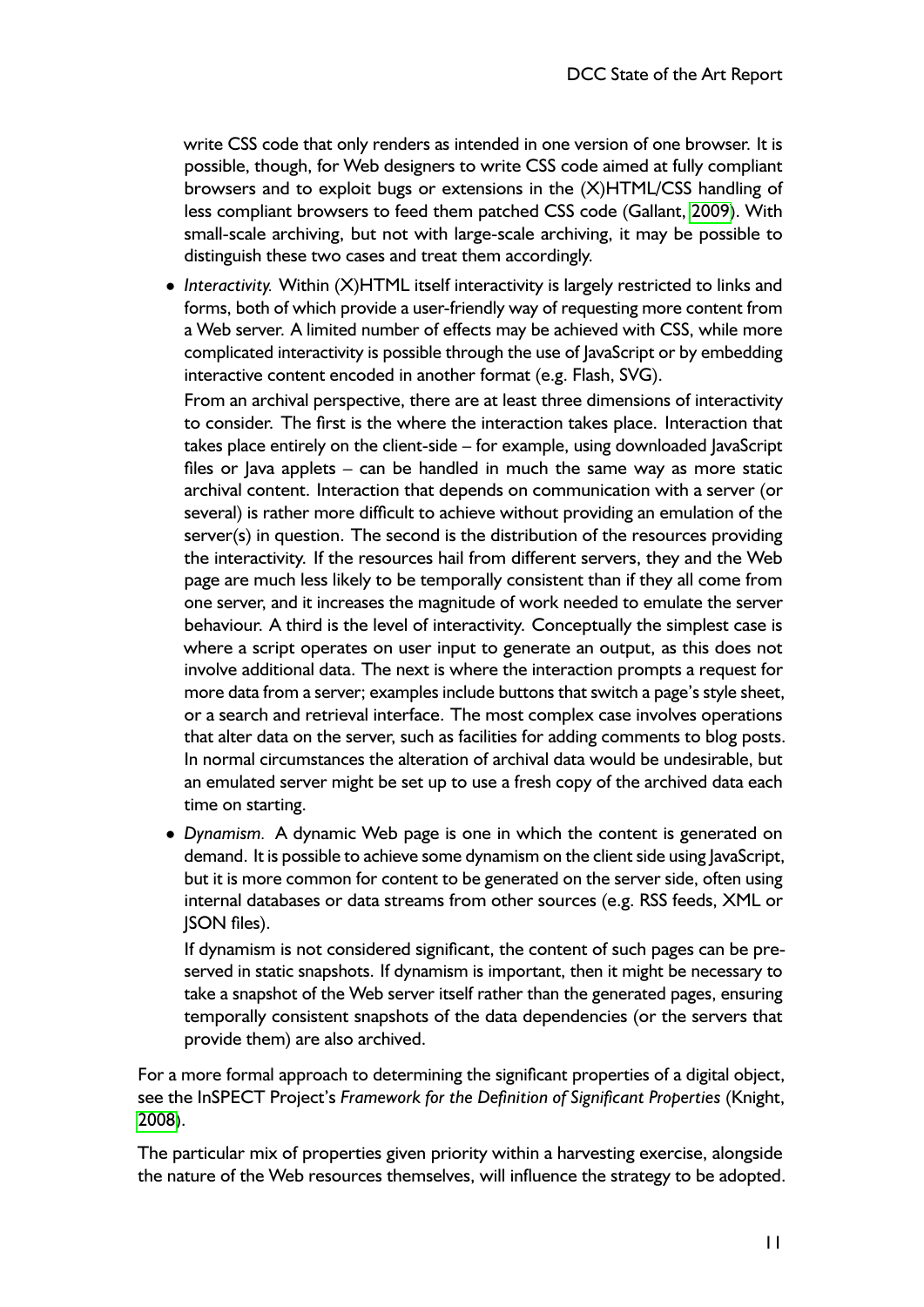write CSS code that only renders as intended in one version of one browser. It is possible, though, for Web designers to write CSS code aimed at fully compliant browsers and to exploit bugs or extensions in the (X)HTML/CSS handling of less compliant browsers to feed them patched CSS code (Gallant, 2009). With small-scale archiving, but not with large-scale archiving, it may be possible to distinguish these two cases and treat them accordingly.

- *Interactivity.* Within (X)HTML itself interactivity is largely restricted to links and forms, both of which provide a user-friendly way of requesting more content from a Web server. A limited number of effects may be achieved with CSS, while more complicated interactivity is possible through the use of JavaScript or by embedding interactive content encoded in another format (e.g. Flash, SVG).

  From an archival perspective, there are at least three dimensions of interactivity to consider. The first is the where the interaction takes place. Interaction that takes place entirely on the client-side – for example, using downloaded JavaScript files or Java applets – can be handled in much the same way as more static archival content. Interaction that depends on communication with a server (or several) is rather more difficult to achieve without providing an emulation of the server(s) in question. The second is the distribution of the resources providing the interactivity. If the resources hail from different servers, they and the Web page are much less likely to be temporally consistent than if they all come from one server, and it increases the magnitude of work needed to emulate the server behaviour. A third is the level of interactivity. Conceptually the simplest case is where a script operates on user input to generate an output, as this does not involve additional data. The next is where the interaction prompts a request for more data from a server; examples include buttons that switch a page's style sheet, or a search and retrieval interface. The most complex case involves operations that alter data on the server, such as facilities for adding comments to blog posts. In normal circumstances the alteration of archival data would be undesirable, but an emulated server might be set up to use a fresh copy of the archived data each time on starting.

- *Dynamism.* A dynamic Web page is one in which the content is generated on demand. It is possible to achieve some dynamism on the client side using JavaScript, but it is more common for content to be generated on the server side, often using internal databases or data streams from other sources (e.g. RSS feeds, XML or JSON files).

  If dynamism is not considered significant, the content of such pages can be preserved in static snapshots. If dynamism is important, then it might be necessary to take a snapshot of the Web server itself rather than the generated pages, ensuring temporally consistent snapshots of the data dependencies (or the servers that provide them) are also archived.

For a more formal approach to determining the significant properties of a digital object, see the InSPECT Project's *Framework for the Definition of Significant Properties* (Knight, 2008).

The particular mix of properties given priority within a harvesting exercise, alongside the nature of the Web resources themselves, will influence the strategy to be adopted.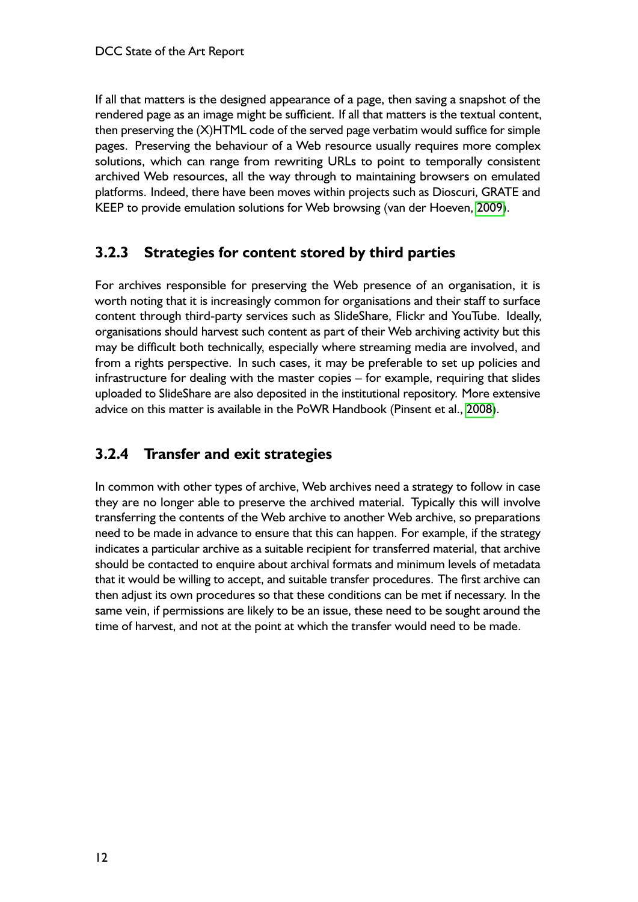If all that matters is the designed appearance of a page, then saving a snapshot of the rendered page as an image might be sufficient. If all that matters is the textual content, then preserving the (X)HTML code of the served page verbatim would suffice for simple pages. Preserving the behaviour of a Web resource usually requires more complex solutions, which can range from rewriting URLs to point to temporally consistent archived Web resources, all the way through to maintaining browsers on emulated platforms. Indeed, there have been moves within projects such as Dioscuri, GRATE and KEEP to provide emulation solutions for Web browsing (van der Hoeven, 2009).

### 3.2.3 Strategies for content stored by third parties

For archives responsible for preserving the Web presence of an organisation, it is worth noting that it is increasingly common for organisations and their staff to surface content through third-party services such as SlideShare, Flickr and YouTube. Ideally, organisations should harvest such content as part of their Web archiving activity but this may be difficult both technically, especially where streaming media are involved, and from a rights perspective. In such cases, it may be preferable to set up policies and infrastructure for dealing with the master copies – for example, requiring that slides uploaded to SlideShare are also deposited in the institutional repository. More extensive advice on this matter is available in the PoWR Handbook (Pinsent et al., 2008).

### 3.2.4 Transfer and exit strategies

In common with other types of archive, Web archives need a strategy to follow in case they are no longer able to preserve the archived material. Typically this will involve transferring the contents of the Web archive to another Web archive, so preparations need to be made in advance to ensure that this can happen. For example, if the strategy indicates a particular archive as a suitable recipient for transferred material, that archive should be contacted to enquire about archival formats and minimum levels of metadata that it would be willing to accept, and suitable transfer procedures. The first archive can then adjust its own procedures so that these conditions can be met if necessary. In the same vein, if permissions are likely to be an issue, these need to be sought around the time of harvest, and not at the point at which the transfer would need to be made.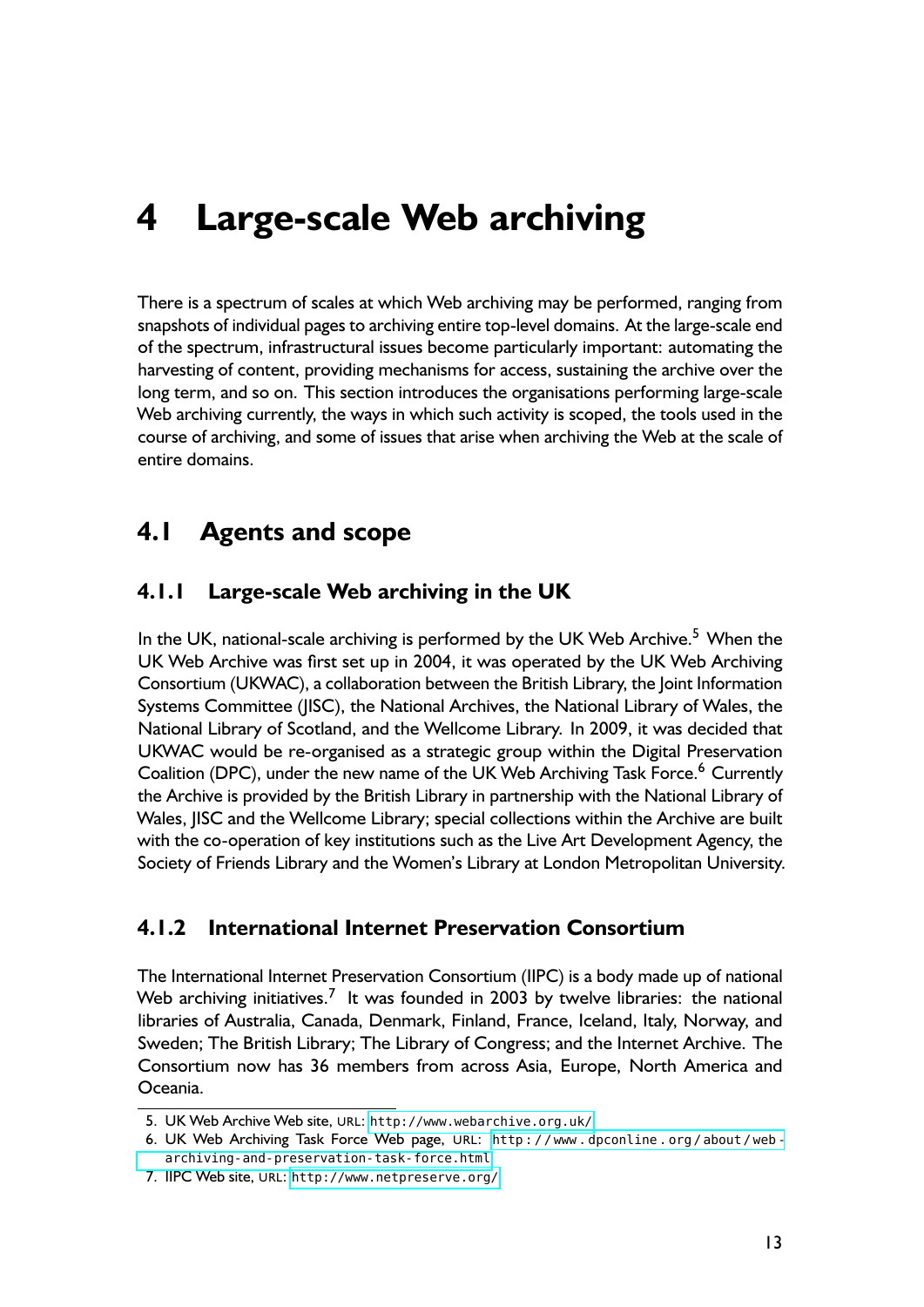# 4 Large-scale Web archiving

There is a spectrum of scales at which Web archiving may be performed, ranging from snapshots of individual pages to archiving entire top-level domains. At the large-scale end of the spectrum, infrastructural issues become particularly important: automating the harvesting of content, providing mechanisms for access, sustaining the archive over the long term, and so on. This section introduces the organisations performing large-scale Web archiving currently, the ways in which such activity is scoped, the tools used in the course of archiving, and some of issues that arise when archiving the Web at the scale of entire domains.

## 4.1 Agents and scope

### 4.1.1 Large-scale Web archiving in the UK

In the UK, national-scale archiving is performed by the UK Web Archive.[5] When the UK Web Archive was first set up in 2004, it was operated by the UK Web Archiving Consortium (UKWAC), a collaboration between the British Library, the Joint Information Systems Committee (JISC), the National Archives, the National Library of Wales, the National Library of Scotland, and the Wellcome Library. In 2009, it was decided that UKWAC would be re-organised as a strategic group within the Digital Preservation Coalition (DPC), under the new name of the UK Web Archiving Task Force.[6] Currently the Archive is provided by the British Library in partnership with the National Library of Wales, JISC and the Wellcome Library; special collections within the Archive are built with the co-operation of key institutions such as the Live Art Development Agency, the Society of Friends Library and the Women's Library at London Metropolitan University.

### 4.1.2 International Internet Preservation Consortium

The International Internet Preservation Consortium (IIPC) is a body made up of national Web archiving initiatives.[7] It was founded in 2003 by twelve libraries: the national libraries of Australia, Canada, Denmark, Finland, France, Iceland, Italy, Norway, and Sweden; The British Library; The Library of Congress; and the Internet Archive. The Consortium now has 36 members from across Asia, Europe, North America and Oceania.

---

5. UK Web Archive Web site, URL: http://www.webarchive.org.uk/
6. UK Web Archiving Task Force Web page, URL: http://www.dpconline.org/about/web-archiving-and-preservation-task-force.html
7. IIPC Web site, URL: http://www.netpreserve.org/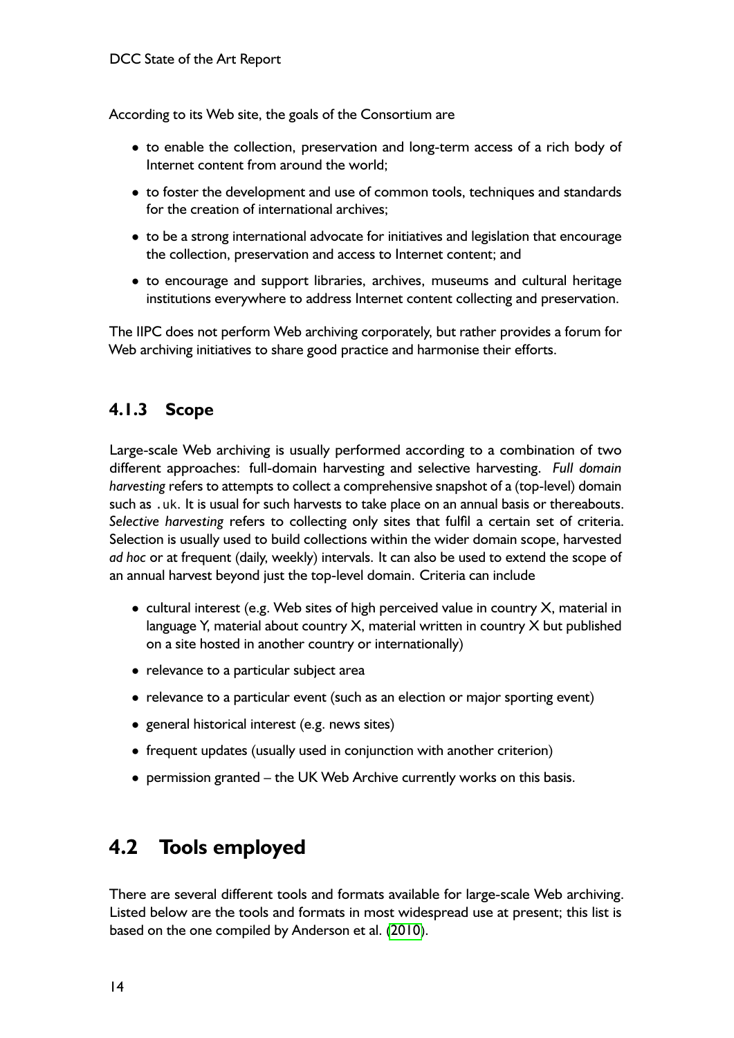According to its Web site, the goals of the Consortium are

- to enable the collection, preservation and long-term access of a rich body of Internet content from around the world;
- to foster the development and use of common tools, techniques and standards for the creation of international archives;
- to be a strong international advocate for initiatives and legislation that encourage the collection, preservation and access to Internet content; and
- to encourage and support libraries, archives, museums and cultural heritage institutions everywhere to address Internet content collecting and preservation.

The IIPC does not perform Web archiving corporately, but rather provides a forum for Web archiving initiatives to share good practice and harmonise their efforts.

### 4.1.3 Scope

Large-scale Web archiving is usually performed according to a combination of two different approaches: full-domain harvesting and selective harvesting. *Full domain harvesting* refers to attempts to collect a comprehensive snapshot of a (top-level) domain such as `.uk`. It is usual for such harvests to take place on an annual basis or thereabouts. *Selective harvesting* refers to collecting only sites that fulfil a certain set of criteria. Selection is usually used to build collections within the wider domain scope, harvested *ad hoc* or at frequent (daily, weekly) intervals. It can also be used to extend the scope of an annual harvest beyond just the top-level domain. Criteria can include

- cultural interest (e.g. Web sites of high perceived value in country X, material in language Y, material about country X, material written in country X but published on a site hosted in another country or internationally)
- relevance to a particular subject area
- relevance to a particular event (such as an election or major sporting event)
- general historical interest (e.g. news sites)
- frequent updates (usually used in conjunction with another criterion)
- permission granted – the UK Web Archive currently works on this basis.

## 4.2 Tools employed

There are several different tools and formats available for large-scale Web archiving. Listed below are the tools and formats in most widespread use at present; this list is based on the one compiled by Anderson et al. (2010).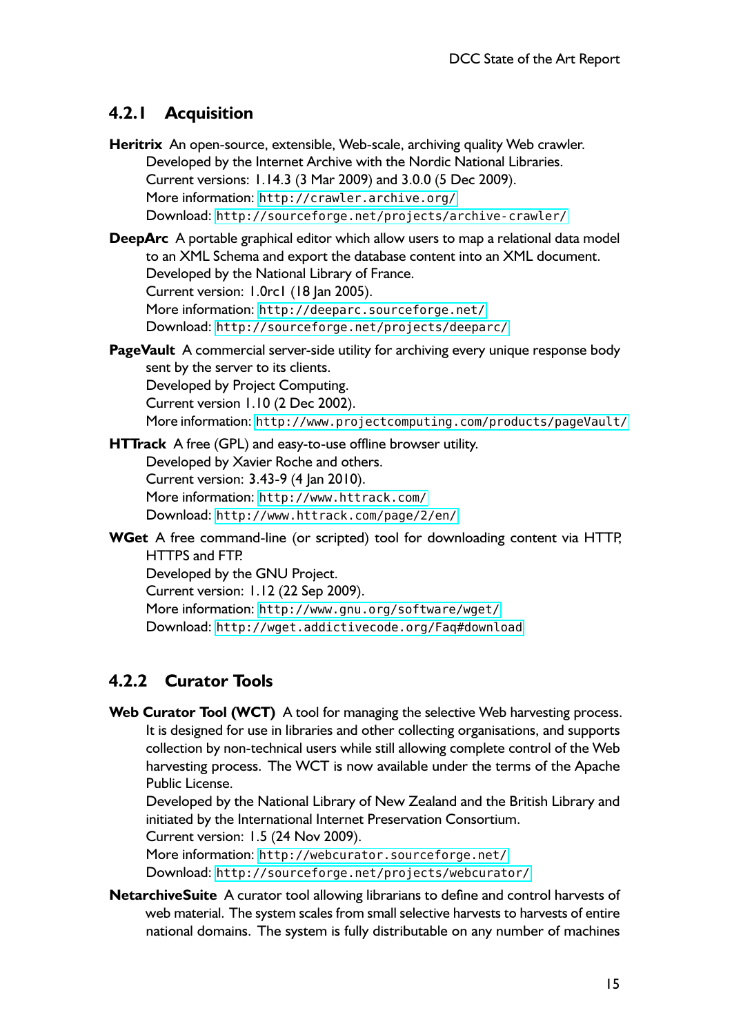### 4.2.1 Acquisition

**Heritrix** An open-source, extensible, Web-scale, archiving quality Web crawler.
Developed by the Internet Archive with the Nordic National Libraries.
Current versions: 1.14.3 (3 Mar 2009) and 3.0.0 (5 Dec 2009).
More information: http://crawler.archive.org/
Download: http://sourceforge.net/projects/archive-crawler/

**DeepArc** A portable graphical editor which allow users to map a relational data model to an XML Schema and export the database content into an XML document.
Developed by the National Library of France.
Current version: 1.0rc1 (18 Jan 2005).
More information: http://deeparc.sourceforge.net/
Download: http://sourceforge.net/projects/deeparc/

**PageVault** A commercial server-side utility for archiving every unique response body sent by the server to its clients.
Developed by Project Computing.
Current version 1.10 (2 Dec 2002).
More information: http://www.projectcomputing.com/products/pageVault/

**HTTrack** A free (GPL) and easy-to-use offline browser utility.
Developed by Xavier Roche and others.
Current version: 3.43-9 (4 Jan 2010).
More information: http://www.httrack.com/
Download: http://www.httrack.com/page/2/en/

**WGet** A free command-line (or scripted) tool for downloading content via HTTP, HTTPS and FTP.
Developed by the GNU Project.
Current version: 1.12 (22 Sep 2009).
More information: http://www.gnu.org/software/wget/
Download: http://wget.addictivecode.org/Faq#download

### 4.2.2 Curator Tools

**Web Curator Tool (WCT)** A tool for managing the selective Web harvesting process. It is designed for use in libraries and other collecting organisations, and supports collection by non-technical users while still allowing complete control of the Web harvesting process. The WCT is now available under the terms of the Apache Public License.
Developed by the National Library of New Zealand and the British Library and initiated by the International Internet Preservation Consortium.
Current version: 1.5 (24 Nov 2009).
More information: http://webcurator.sourceforge.net/
Download: http://sourceforge.net/projects/webcurator/

**NetarchiveSuite** A curator tool allowing librarians to define and control harvests of web material. The system scales from small selective harvests to harvests of entire national domains. The system is fully distributable on any number of machines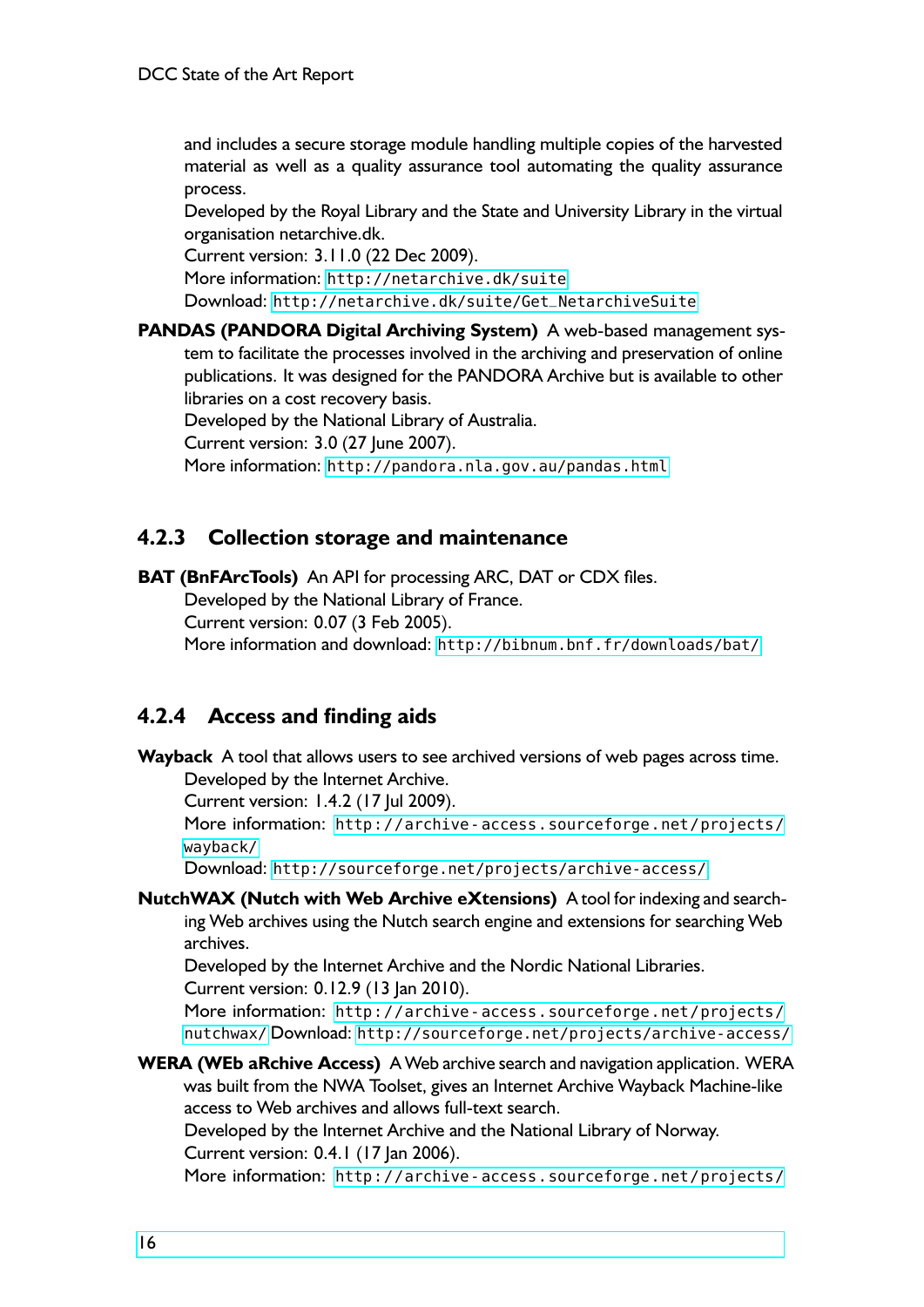and includes a secure storage module handling multiple copies of the harvested material as well as a quality assurance tool automating the quality assurance process.
Developed by the Royal Library and the State and University Library in the virtual organisation netarchive.dk.
Current version: 3.11.0 (22 Dec 2009).
More information: http://netarchive.dk/suite
Download: http://netarchive.dk/suite/Get_NetarchiveSuite

**PANDAS (PANDORA Digital Archiving System)** A web-based management system to facilitate the processes involved in the archiving and preservation of online publications. It was designed for the PANDORA Archive but is available to other libraries on a cost recovery basis.
Developed by the National Library of Australia.
Current version: 3.0 (27 June 2007).
More information: http://pandora.nla.gov.au/pandas.html

### 4.2.3 Collection storage and maintenance

**BAT (BnFArcTools)** An API for processing ARC, DAT or CDX files.
Developed by the National Library of France.
Current version: 0.07 (3 Feb 2005).
More information and download: http://bibnum.bnf.fr/downloads/bat/

### 4.2.4 Access and finding aids

**Wayback** A tool that allows users to see archived versions of web pages across time.
Developed by the Internet Archive.
Current version: 1.4.2 (17 Jul 2009).
More information: http://archive-access.sourceforge.net/projects/wayback/
Download: http://sourceforge.net/projects/archive-access/

**NutchWAX (Nutch with Web Archive eXtensions)** A tool for indexing and searching Web archives using the Nutch search engine and extensions for searching Web archives.
Developed by the Internet Archive and the Nordic National Libraries.
Current version: 0.12.9 (13 Jan 2010).
More information: http://archive-access.sourceforge.net/projects/nutchwax/ Download: http://sourceforge.net/projects/archive-access/

**WERA (WEb aRchive Access)** A Web archive search and navigation application. WERA was built from the NWA Toolset, gives an Internet Archive Wayback Machine-like access to Web archives and allows full-text search.
Developed by the Internet Archive and the National Library of Norway.
Current version: 0.4.1 (17 Jan 2006).
More information: http://archive-access.sourceforge.net/projects/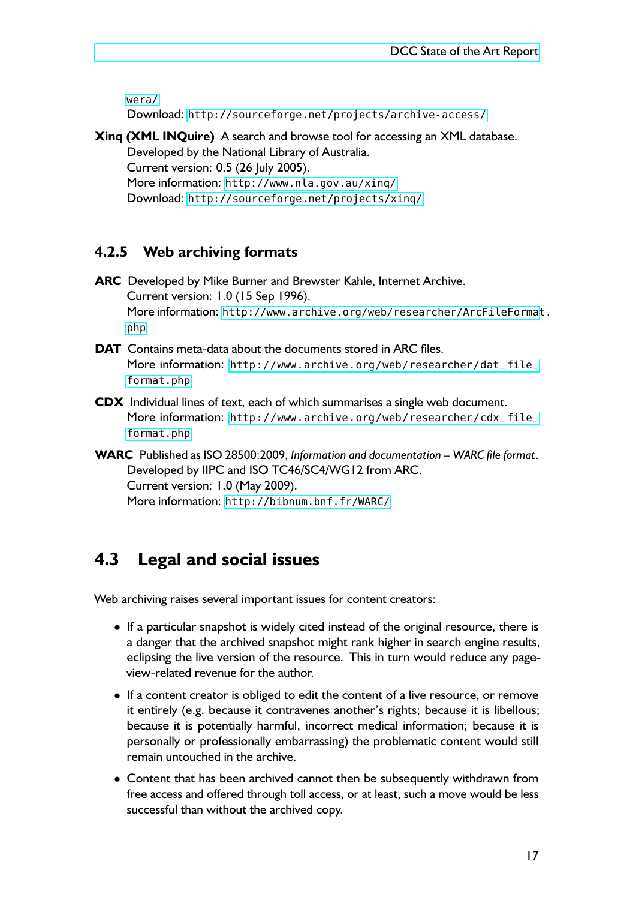wera/
Download: http://sourceforge.net/projects/archive-access/

**Xinq (XML INQuire)** A search and browse tool for accessing an XML database.
Developed by the National Library of Australia.
Current version: 0.5 (26 July 2005).
More information: http://www.nla.gov.au/xinq/
Download: http://sourceforge.net/projects/xinq/

### 4.2.5 Web archiving formats

**ARC** Developed by Mike Burner and Brewster Kahle, Internet Archive.
Current version: 1.0 (15 Sep 1996).
More information: http://www.archive.org/web/researcher/ArcFileFormat.php

**DAT** Contains meta-data about the documents stored in ARC files.
More information: http://www.archive.org/web/researcher/dat_file_format.php

**CDX** Individual lines of text, each of which summarises a single web document.
More information: http://www.archive.org/web/researcher/cdx_file_format.php

**WARC** Published as ISO 28500:2009, *Information and documentation – WARC file format*.
Developed by IIPC and ISO TC46/SC4/WG12 from ARC.
Current version: 1.0 (May 2009).
More information: http://bibnum.bnf.fr/WARC/

## 4.3 Legal and social issues

Web archiving raises several important issues for content creators:

- If a particular snapshot is widely cited instead of the original resource, there is a danger that the archived snapshot might rank higher in search engine results, eclipsing the live version of the resource. This in turn would reduce any page-view-related revenue for the author.
- If a content creator is obliged to edit the content of a live resource, or remove it entirely (e.g. because it contravenes another's rights; because it is libellous; because it is potentially harmful, incorrect medical information; because it is personally or professionally embarrassing) the problematic content would still remain untouched in the archive.
- Content that has been archived cannot then be subsequently withdrawn from free access and offered through toll access, or at least, such a move would be less successful than without the archived copy.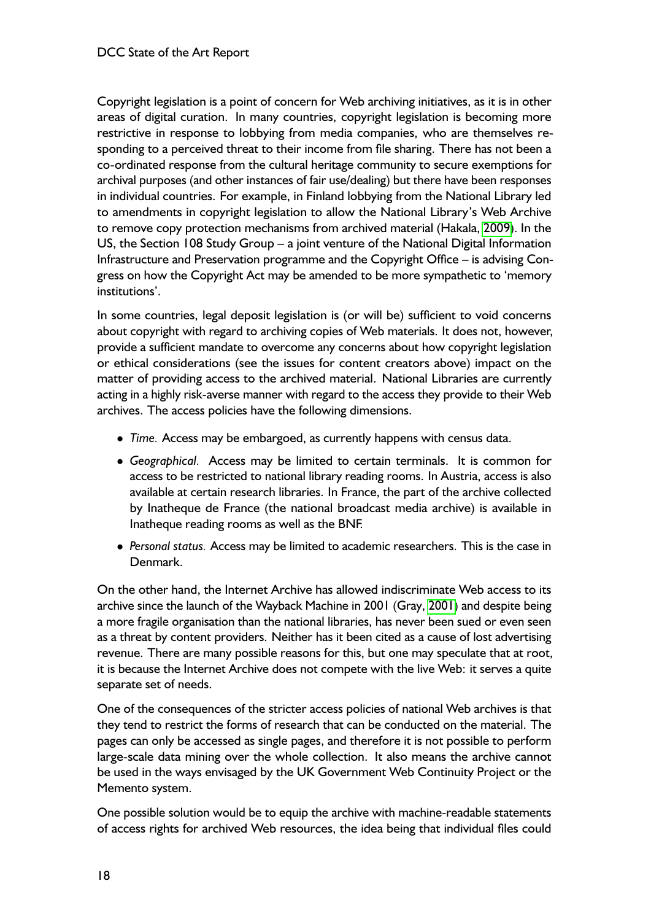Copyright legislation is a point of concern for Web archiving initiatives, as it is in other areas of digital curation. In many countries, copyright legislation is becoming more restrictive in response to lobbying from media companies, who are themselves responding to a perceived threat to their income from file sharing. There has not been a co-ordinated response from the cultural heritage community to secure exemptions for archival purposes (and other instances of fair use/dealing) but there have been responses in individual countries. For example, in Finland lobbying from the National Library led to amendments in copyright legislation to allow the National Library's Web Archive to remove copy protection mechanisms from archived material (Hakala, 2009). In the US, the Section 108 Study Group – a joint venture of the National Digital Information Infrastructure and Preservation programme and the Copyright Office – is advising Congress on how the Copyright Act may be amended to be more sympathetic to 'memory institutions'.

In some countries, legal deposit legislation is (or will be) sufficient to void concerns about copyright with regard to archiving copies of Web materials. It does not, however, provide a sufficient mandate to overcome any concerns about how copyright legislation or ethical considerations (see the issues for content creators above) impact on the matter of providing access to the archived material. National Libraries are currently acting in a highly risk-averse manner with regard to the access they provide to their Web archives. The access policies have the following dimensions.

- *Time.* Access may be embargoed, as currently happens with census data.
- *Geographical.* Access may be limited to certain terminals. It is common for access to be restricted to national library reading rooms. In Austria, access is also available at certain research libraries. In France, the part of the archive collected by Inatheque de France (the national broadcast media archive) is available in Inatheque reading rooms as well as the BNF.
- *Personal status.* Access may be limited to academic researchers. This is the case in Denmark.

On the other hand, the Internet Archive has allowed indiscriminate Web access to its archive since the launch of the Wayback Machine in 2001 (Gray, 2001) and despite being a more fragile organisation than the national libraries, has never been sued or even seen as a threat by content providers. Neither has it been cited as a cause of lost advertising revenue. There are many possible reasons for this, but one may speculate that at root, it is because the Internet Archive does not compete with the live Web: it serves a quite separate set of needs.

One of the consequences of the stricter access policies of national Web archives is that they tend to restrict the forms of research that can be conducted on the material. The pages can only be accessed as single pages, and therefore it is not possible to perform large-scale data mining over the whole collection. It also means the archive cannot be used in the ways envisaged by the UK Government Web Continuity Project or the Memento system.

One possible solution would be to equip the archive with machine-readable statements of access rights for archived Web resources, the idea being that individual files could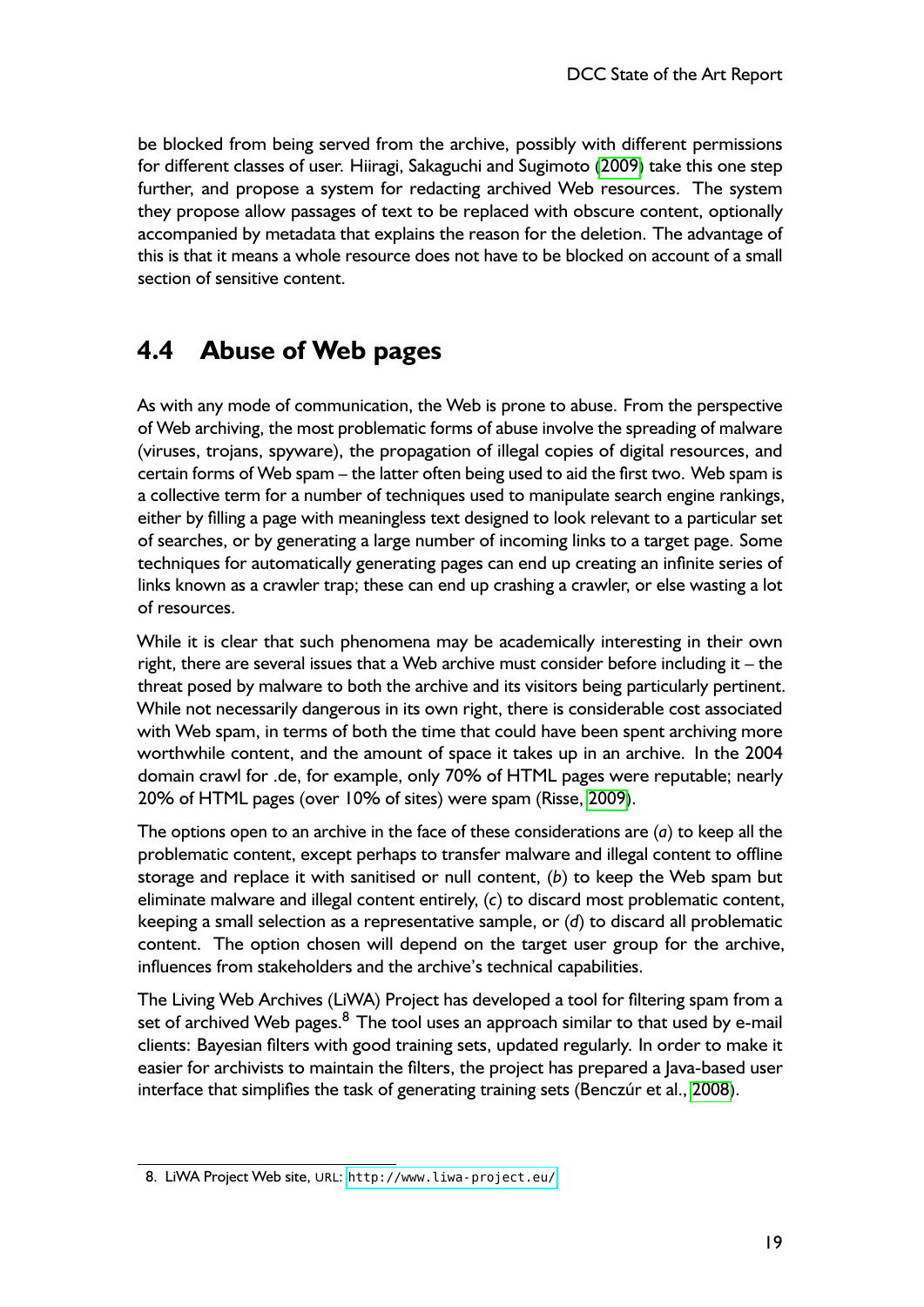be blocked from being served from the archive, possibly with different permissions for different classes of user. Hiiragi, Sakaguchi and Sugimoto (2009) take this one step further, and propose a system for redacting archived Web resources. The system they propose allow passages of text to be replaced with obscure content, optionally accompanied by metadata that explains the reason for the deletion. The advantage of this is that it means a whole resource does not have to be blocked on account of a small section of sensitive content.

## 4.4 Abuse of Web pages

As with any mode of communication, the Web is prone to abuse. From the perspective of Web archiving, the most problematic forms of abuse involve the spreading of malware (viruses, trojans, spyware), the propagation of illegal copies of digital resources, and certain forms of Web spam – the latter often being used to aid the first two. Web spam is a collective term for a number of techniques used to manipulate search engine rankings, either by filling a page with meaningless text designed to look relevant to a particular set of searches, or by generating a large number of incoming links to a target page. Some techniques for automatically generating pages can end up creating an infinite series of links known as a crawler trap; these can end up crashing a crawler, or else wasting a lot of resources.

While it is clear that such phenomena may be academically interesting in their own right, there are several issues that a Web archive must consider before including it – the threat posed by malware to both the archive and its visitors being particularly pertinent. While not necessarily dangerous in its own right, there is considerable cost associated with Web spam, in terms of both the time that could have been spent archiving more worthwhile content, and the amount of space it takes up in an archive. In the 2004 domain crawl for .de, for example, only 70% of HTML pages were reputable; nearly 20% of HTML pages (over 10% of sites) were spam (Risse, 2009).

The options open to an archive in the face of these considerations are (*a*) to keep all the problematic content, except perhaps to transfer malware and illegal content to offline storage and replace it with sanitised or null content, (*b*) to keep the Web spam but eliminate malware and illegal content entirely, (*c*) to discard most problematic content, keeping a small selection as a representative sample, or (*d*) to discard all problematic content. The option chosen will depend on the target user group for the archive, influences from stakeholders and the archive's technical capabilities.

The Living Web Archives (LiWA) Project has developed a tool for filtering spam from a set of archived Web pages.[8] The tool uses an approach similar to that used by e-mail clients: Bayesian filters with good training sets, updated regularly. In order to make it easier for archivists to maintain the filters, the project has prepared a Java-based user interface that simplifies the task of generating training sets (Benczúr et al., 2008).

---

8. LiWA Project Web site, URL: http://www.liwa-project.eu/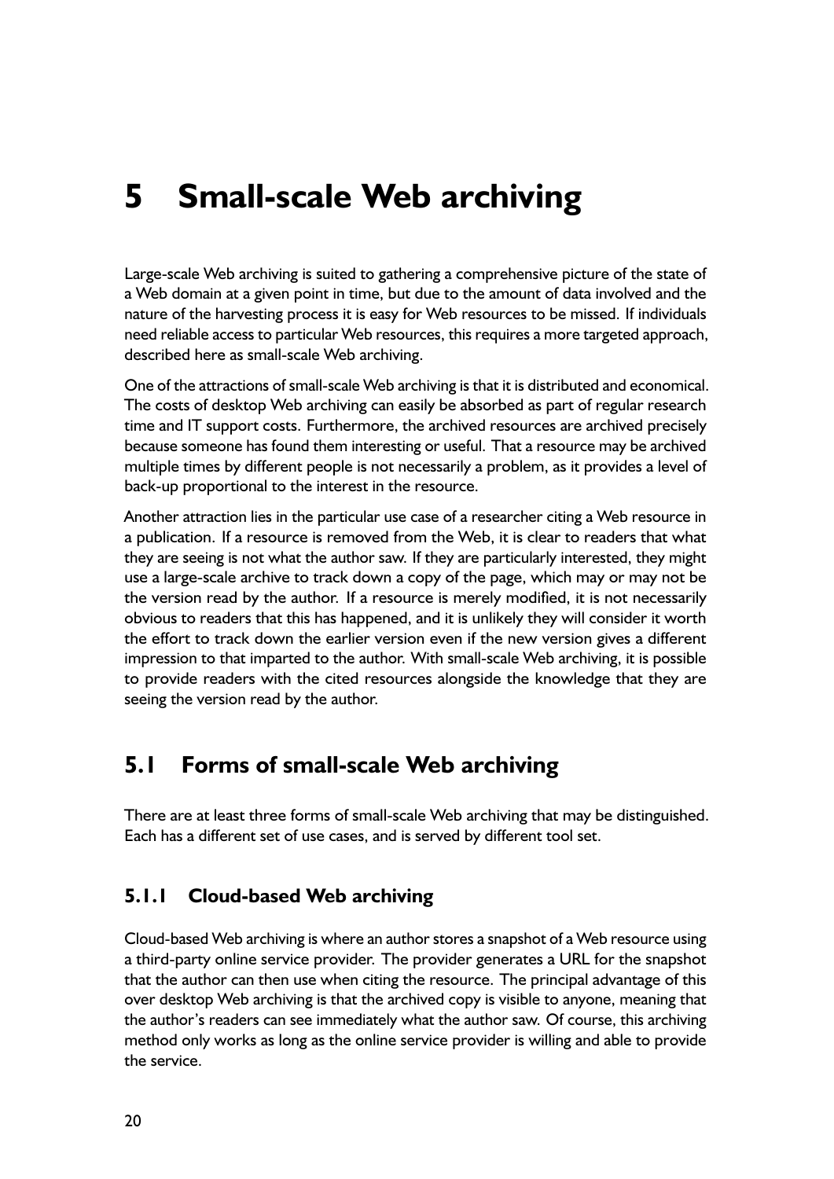# 5 Small-scale Web archiving

Large-scale Web archiving is suited to gathering a comprehensive picture of the state of a Web domain at a given point in time, but due to the amount of data involved and the nature of the harvesting process it is easy for Web resources to be missed. If individuals need reliable access to particular Web resources, this requires a more targeted approach, described here as small-scale Web archiving.

One of the attractions of small-scale Web archiving is that it is distributed and economical. The costs of desktop Web archiving can easily be absorbed as part of regular research time and IT support costs. Furthermore, the archived resources are archived precisely because someone has found them interesting or useful. That a resource may be archived multiple times by different people is not necessarily a problem, as it provides a level of back-up proportional to the interest in the resource.

Another attraction lies in the particular use case of a researcher citing a Web resource in a publication. If a resource is removed from the Web, it is clear to readers that what they are seeing is not what the author saw. If they are particularly interested, they might use a large-scale archive to track down a copy of the page, which may or may not be the version read by the author. If a resource is merely modified, it is not necessarily obvious to readers that this has happened, and it is unlikely they will consider it worth the effort to track down the earlier version even if the new version gives a different impression to that imparted to the author. With small-scale Web archiving, it is possible to provide readers with the cited resources alongside the knowledge that they are seeing the version read by the author.

## 5.1 Forms of small-scale Web archiving

There are at least three forms of small-scale Web archiving that may be distinguished. Each has a different set of use cases, and is served by different tool set.

### 5.1.1 Cloud-based Web archiving

Cloud-based Web archiving is where an author stores a snapshot of a Web resource using a third-party online service provider. The provider generates a URL for the snapshot that the author can then use when citing the resource. The principal advantage of this over desktop Web archiving is that the archived copy is visible to anyone, meaning that the author's readers can see immediately what the author saw. Of course, this archiving method only works as long as the online service provider is willing and able to provide the service.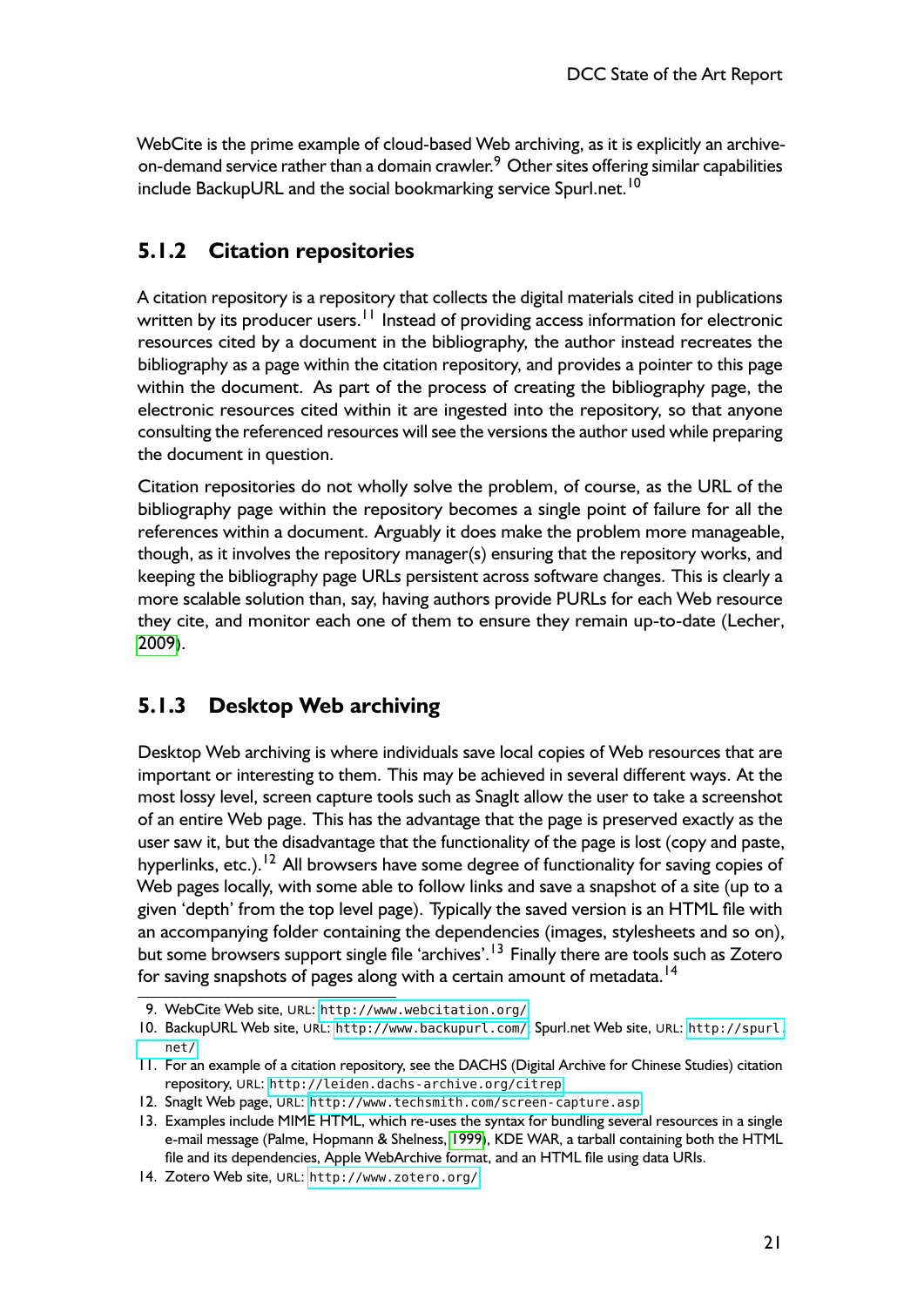WebCite is the prime example of cloud-based Web archiving, as it is explicitly an archive-on-demand service rather than a domain crawler.[9] Other sites offering similar capabilities include BackupURL and the social bookmarking service Spurl.net.[10]

### 5.1.2 Citation repositories

A citation repository is a repository that collects the digital materials cited in publications written by its producer users.[11] Instead of providing access information for electronic resources cited by a document in the bibliography, the author instead recreates the bibliography as a page within the citation repository, and provides a pointer to this page within the document. As part of the process of creating the bibliography page, the electronic resources cited within it are ingested into the repository, so that anyone consulting the referenced resources will see the versions the author used while preparing the document in question.

Citation repositories do not wholly solve the problem, of course, as the URL of the bibliography page within the repository becomes a single point of failure for all the references within a document. Arguably it does make the problem more manageable, though, as it involves the repository manager(s) ensuring that the repository works, and keeping the bibliography page URLs persistent across software changes. This is clearly a more scalable solution than, say, having authors provide PURLs for each Web resource they cite, and monitor each one of them to ensure they remain up-to-date (Lecher, 2009).

### 5.1.3 Desktop Web archiving

Desktop Web archiving is where individuals save local copies of Web resources that are important or interesting to them. This may be achieved in several different ways. At the most lossy level, screen capture tools such as SnagIt allow the user to take a screenshot of an entire Web page. This has the advantage that the page is preserved exactly as the user saw it, but the disadvantage that the functionality of the page is lost (copy and paste, hyperlinks, etc.).[12] All browsers have some degree of functionality for saving copies of Web pages locally, with some able to follow links and save a snapshot of a site (up to a given 'depth' from the top level page). Typically the saved version is an HTML file with an accompanying folder containing the dependencies (images, stylesheets and so on), but some browsers support single file 'archives'.[13] Finally there are tools such as Zotero for saving snapshots of pages along with a certain amount of metadata.[14]

---

9. WebCite Web site, URL: http://www.webcitation.org/
10. BackupURL Web site, URL: http://www.backupurl.com/. Spurl.net Web site, URL: http://spurl.net/
11. For an example of a citation repository, see the DACHS (Digital Archive for Chinese Studies) citation repository, URL: http://leiden.dachs-archive.org/citrep
12. SnagIt Web page, URL: http://www.techsmith.com/screen-capture.asp
13. Examples include MIME HTML, which re-uses the syntax for bundling several resources in a single e-mail message (Palme, Hopmann & Shelness, 1999), KDE WAR, a tarball containing both the HTML file and its dependencies, Apple WebArchive format, and an HTML file using data URIs.
14. Zotero Web site, URL: http://www.zotero.org/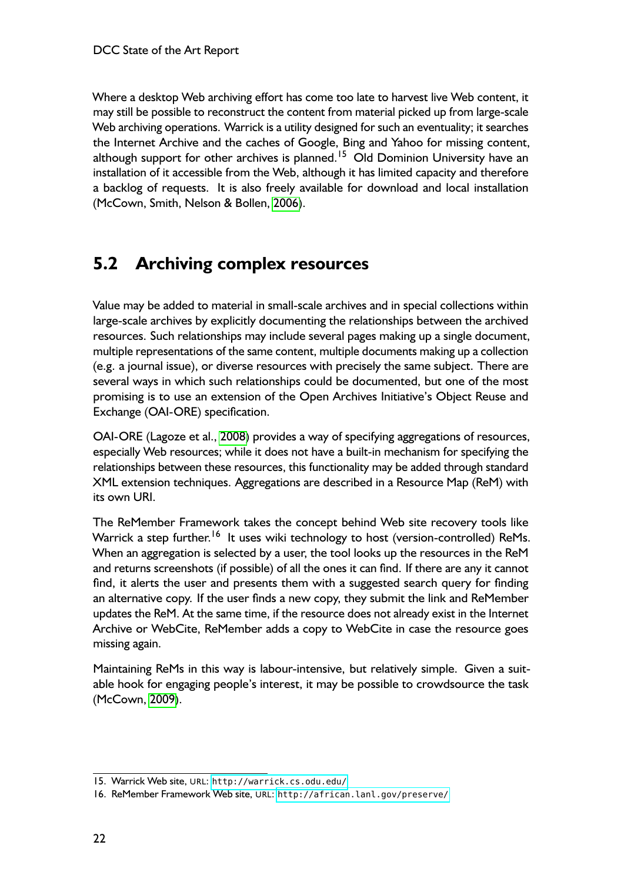Where a desktop Web archiving effort has come too late to harvest live Web content, it may still be possible to reconstruct the content from material picked up from large-scale Web archiving operations. Warrick is a utility designed for such an eventuality; it searches the Internet Archive and the caches of Google, Bing and Yahoo for missing content, although support for other archives is planned.[15] Old Dominion University have an installation of it accessible from the Web, although it has limited capacity and therefore a backlog of requests. It is also freely available for download and local installation (McCown, Smith, Nelson & Bollen, 2006).

## 5.2 Archiving complex resources

Value may be added to material in small-scale archives and in special collections within large-scale archives by explicitly documenting the relationships between the archived resources. Such relationships may include several pages making up a single document, multiple representations of the same content, multiple documents making up a collection (e.g. a journal issue), or diverse resources with precisely the same subject. There are several ways in which such relationships could be documented, but one of the most promising is to use an extension of the Open Archives Initiative's Object Reuse and Exchange (OAI-ORE) specification.

OAI-ORE (Lagoze et al., 2008) provides a way of specifying aggregations of resources, especially Web resources; while it does not have a built-in mechanism for specifying the relationships between these resources, this functionality may be added through standard XML extension techniques. Aggregations are described in a Resource Map (ReM) with its own URI.

The ReMember Framework takes the concept behind Web site recovery tools like Warrick a step further.[16] It uses wiki technology to host (version-controlled) ReMs. When an aggregation is selected by a user, the tool looks up the resources in the ReM and returns screenshots (if possible) of all the ones it can find. If there are any it cannot find, it alerts the user and presents them with a suggested search query for finding an alternative copy. If the user finds a new copy, they submit the link and ReMember updates the ReM. At the same time, if the resource does not already exist in the Internet Archive or WebCite, ReMember adds a copy to WebCite in case the resource goes missing again.

Maintaining ReMs in this way is labour-intensive, but relatively simple. Given a suitable hook for engaging people's interest, it may be possible to crowdsource the task (McCown, 2009).

---

15. Warrick Web site, URL: http://warrick.cs.odu.edu/
16. ReMember Framework Web site, URL: http://african.lanl.gov/preserve/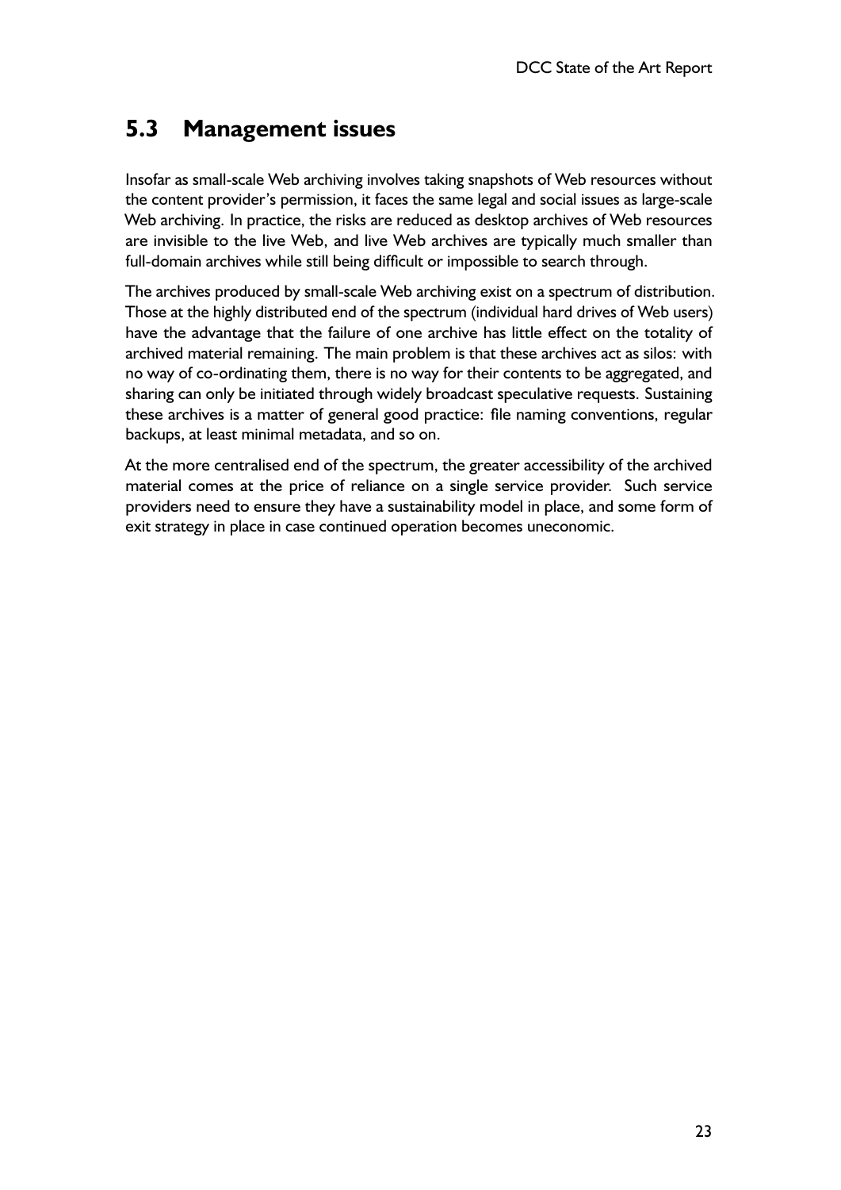## 5.3 Management issues

Insofar as small-scale Web archiving involves taking snapshots of Web resources without the content provider's permission, it faces the same legal and social issues as large-scale Web archiving. In practice, the risks are reduced as desktop archives of Web resources are invisible to the live Web, and live Web archives are typically much smaller than full-domain archives while still being difficult or impossible to search through.

The archives produced by small-scale Web archiving exist on a spectrum of distribution. Those at the highly distributed end of the spectrum (individual hard drives of Web users) have the advantage that the failure of one archive has little effect on the totality of archived material remaining. The main problem is that these archives act as silos: with no way of co-ordinating them, there is no way for their contents to be aggregated, and sharing can only be initiated through widely broadcast speculative requests. Sustaining these archives is a matter of general good practice: file naming conventions, regular backups, at least minimal metadata, and so on.

At the more centralised end of the spectrum, the greater accessibility of the archived material comes at the price of reliance on a single service provider. Such service providers need to ensure they have a sustainability model in place, and some form of exit strategy in place in case continued operation becomes uneconomic.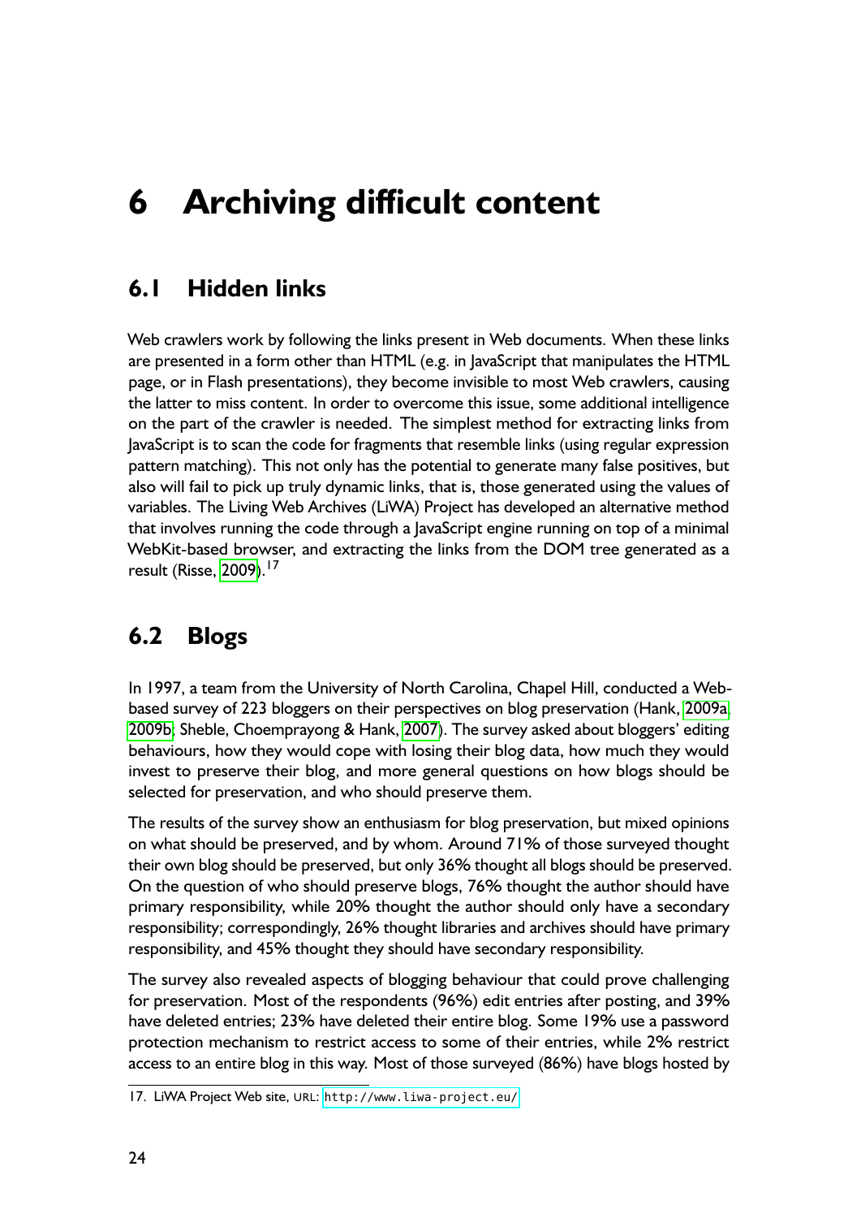# 6 Archiving difficult content

## 6.1 Hidden links

Web crawlers work by following the links present in Web documents. When these links are presented in a form other than HTML (e.g. in JavaScript that manipulates the HTML page, or in Flash presentations), they become invisible to most Web crawlers, causing the latter to miss content. In order to overcome this issue, some additional intelligence on the part of the crawler is needed. The simplest method for extracting links from JavaScript is to scan the code for fragments that resemble links (using regular expression pattern matching). This not only has the potential to generate many false positives, but also will fail to pick up truly dynamic links, that is, those generated using the values of variables. The Living Web Archives (LiWA) Project has developed an alternative method that involves running the code through a JavaScript engine running on top of a minimal WebKit-based browser, and extracting the links from the DOM tree generated as a result (Risse, 2009).[17]

## 6.2 Blogs

In 1997, a team from the University of North Carolina, Chapel Hill, conducted a Web-based survey of 223 bloggers on their perspectives on blog preservation (Hank, 2009a, 2009b; Sheble, Choemprayong & Hank, 2007). The survey asked about bloggers' editing behaviours, how they would cope with losing their blog data, how much they would invest to preserve their blog, and more general questions on how blogs should be selected for preservation, and who should preserve them.

The results of the survey show an enthusiasm for blog preservation, but mixed opinions on what should be preserved, and by whom. Around 71% of those surveyed thought their own blog should be preserved, but only 36% thought all blogs should be preserved. On the question of who should preserve blogs, 76% thought the author should have primary responsibility, while 20% thought the author should only have a secondary responsibility; correspondingly, 26% thought libraries and archives should have primary responsibility, and 45% thought they should have secondary responsibility.

The survey also revealed aspects of blogging behaviour that could prove challenging for preservation. Most of the respondents (96%) edit entries after posting, and 39% have deleted entries; 23% have deleted their entire blog. Some 19% use a password protection mechanism to restrict access to some of their entries, while 2% restrict access to an entire blog in this way. Most of those surveyed (86%) have blogs hosted by

17. LiWA Project Web site, URL: http://www.liwa-project.eu/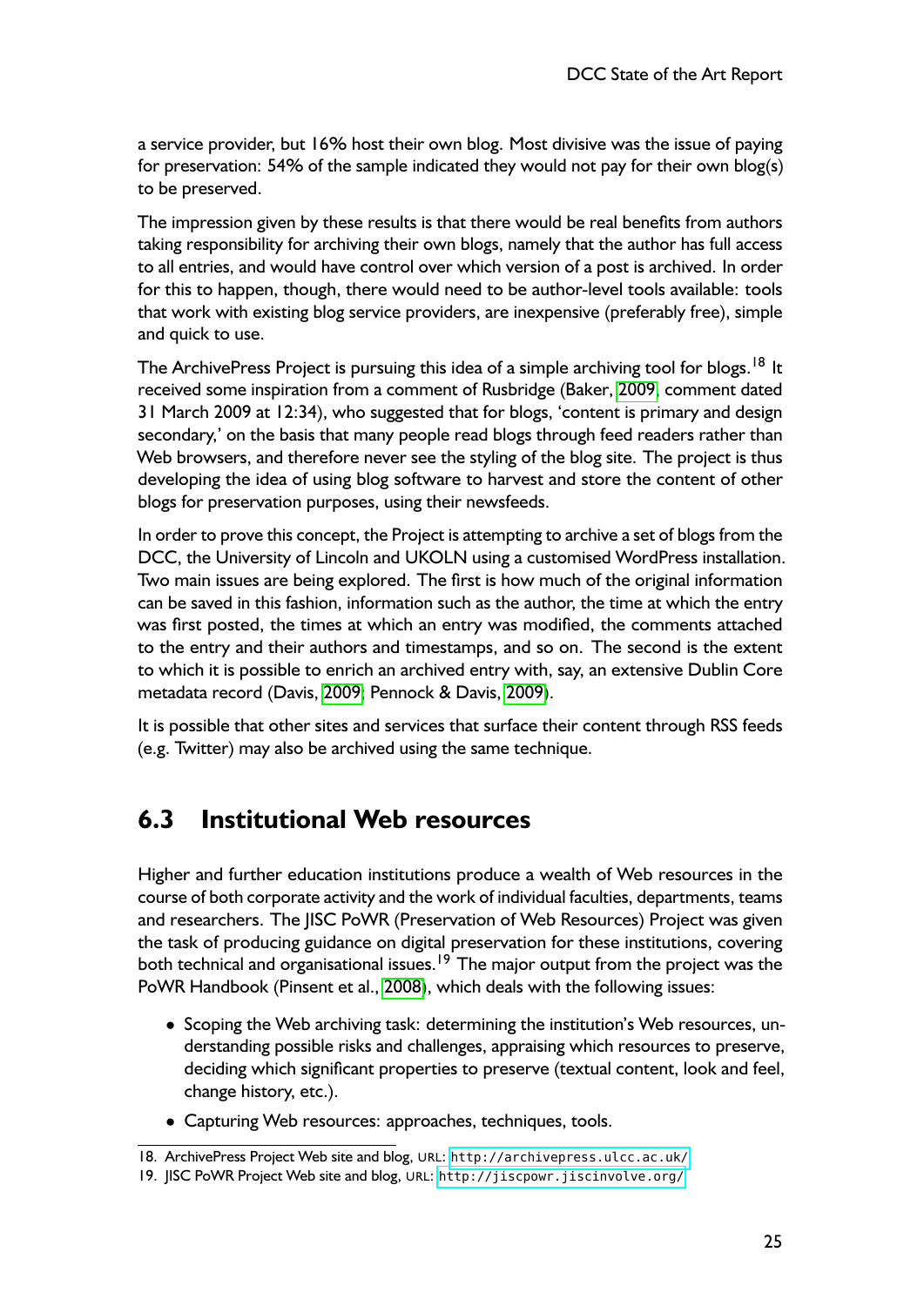a service provider, but 16% host their own blog. Most divisive was the issue of paying for preservation: 54% of the sample indicated they would not pay for their own blog(s) to be preserved.

The impression given by these results is that there would be real benefits from authors taking responsibility for archiving their own blogs, namely that the author has full access to all entries, and would have control over which version of a post is archived. In order for this to happen, though, there would need to be author-level tools available: tools that work with existing blog service providers, are inexpensive (preferably free), simple and quick to use.

The ArchivePress Project is pursuing this idea of a simple archiving tool for blogs.[18] It received some inspiration from a comment of Rusbridge (Baker, 2009, comment dated 31 March 2009 at 12:34), who suggested that for blogs, 'content is primary and design secondary,' on the basis that many people read blogs through feed readers rather than Web browsers, and therefore never see the styling of the blog site. The project is thus developing the idea of using blog software to harvest and store the content of other blogs for preservation purposes, using their newsfeeds.

In order to prove this concept, the Project is attempting to archive a set of blogs from the DCC, the University of Lincoln and UKOLN using a customised WordPress installation. Two main issues are being explored. The first is how much of the original information can be saved in this fashion, information such as the author, the time at which the entry was first posted, the times at which an entry was modified, the comments attached to the entry and their authors and timestamps, and so on. The second is the extent to which it is possible to enrich an archived entry with, say, an extensive Dublin Core metadata record (Davis, 2009; Pennock & Davis, 2009).

It is possible that other sites and services that surface their content through RSS feeds (e.g. Twitter) may also be archived using the same technique.

## 6.3 Institutional Web resources

Higher and further education institutions produce a wealth of Web resources in the course of both corporate activity and the work of individual faculties, departments, teams and researchers. The JISC PoWR (Preservation of Web Resources) Project was given the task of producing guidance on digital preservation for these institutions, covering both technical and organisational issues.[19] The major output from the project was the PoWR Handbook (Pinsent et al., 2008), which deals with the following issues:

- Scoping the Web archiving task: determining the institution's Web resources, understanding possible risks and challenges, appraising which resources to preserve, deciding which significant properties to preserve (textual content, look and feel, change history, etc.).
- Capturing Web resources: approaches, techniques, tools.

18. ArchivePress Project Web site and blog, URL: `http://archivepress.ulcc.ac.uk/`

19. JISC PoWR Project Web site and blog, URL: `http://jiscpowr.jiscinvolve.org/`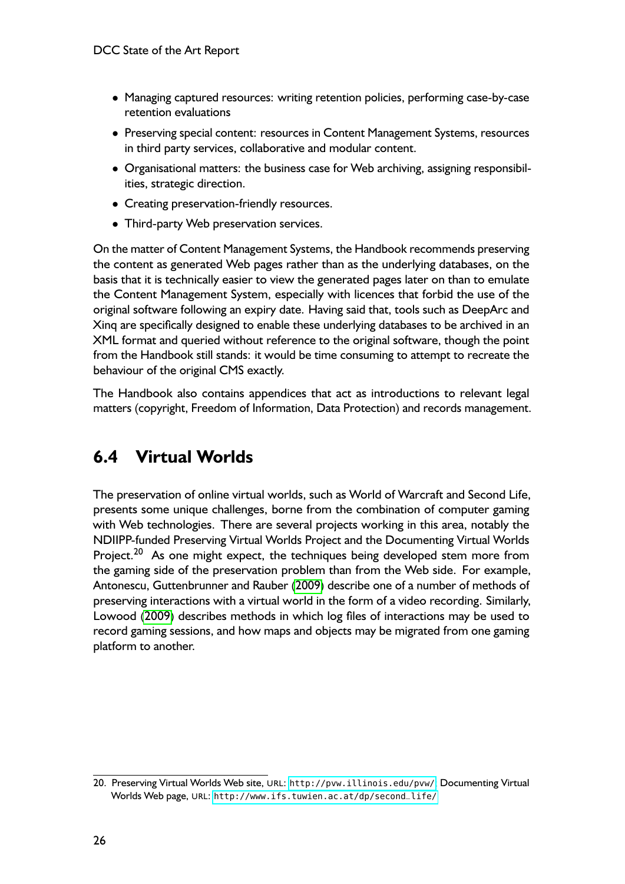- Managing captured resources: writing retention policies, performing case-by-case retention evaluations
- Preserving special content: resources in Content Management Systems, resources in third party services, collaborative and modular content.
- Organisational matters: the business case for Web archiving, assigning responsibilities, strategic direction.
- Creating preservation-friendly resources.
- Third-party Web preservation services.

On the matter of Content Management Systems, the Handbook recommends preserving the content as generated Web pages rather than as the underlying databases, on the basis that it is technically easier to view the generated pages later on than to emulate the Content Management System, especially with licences that forbid the use of the original software following an expiry date. Having said that, tools such as DeepArc and Xinq are specifically designed to enable these underlying databases to be archived in an XML format and queried without reference to the original software, though the point from the Handbook still stands: it would be time consuming to attempt to recreate the behaviour of the original CMS exactly.

The Handbook also contains appendices that act as introductions to relevant legal matters (copyright, Freedom of Information, Data Protection) and records management.

## 6.4 Virtual Worlds

The preservation of online virtual worlds, such as World of Warcraft and Second Life, presents some unique challenges, borne from the combination of computer gaming with Web technologies. There are several projects working in this area, notably the NDIIPP-funded Preserving Virtual Worlds Project and the Documenting Virtual Worlds Project.[20] As one might expect, the techniques being developed stem more from the gaming side of the preservation problem than from the Web side. For example, Antonescu, Guttenbrunner and Rauber (2009) describe one of a number of methods of preserving interactions with a virtual world in the form of a video recording. Similarly, Lowood (2009) describes methods in which log files of interactions may be used to record gaming sessions, and how maps and objects may be migrated from one gaming platform to another.

20. Preserving Virtual Worlds Web site, URL: http://pvw.illinois.edu/pvw/. Documenting Virtual Worlds Web page, URL: http://www.ifs.tuwien.ac.at/dp/second_life/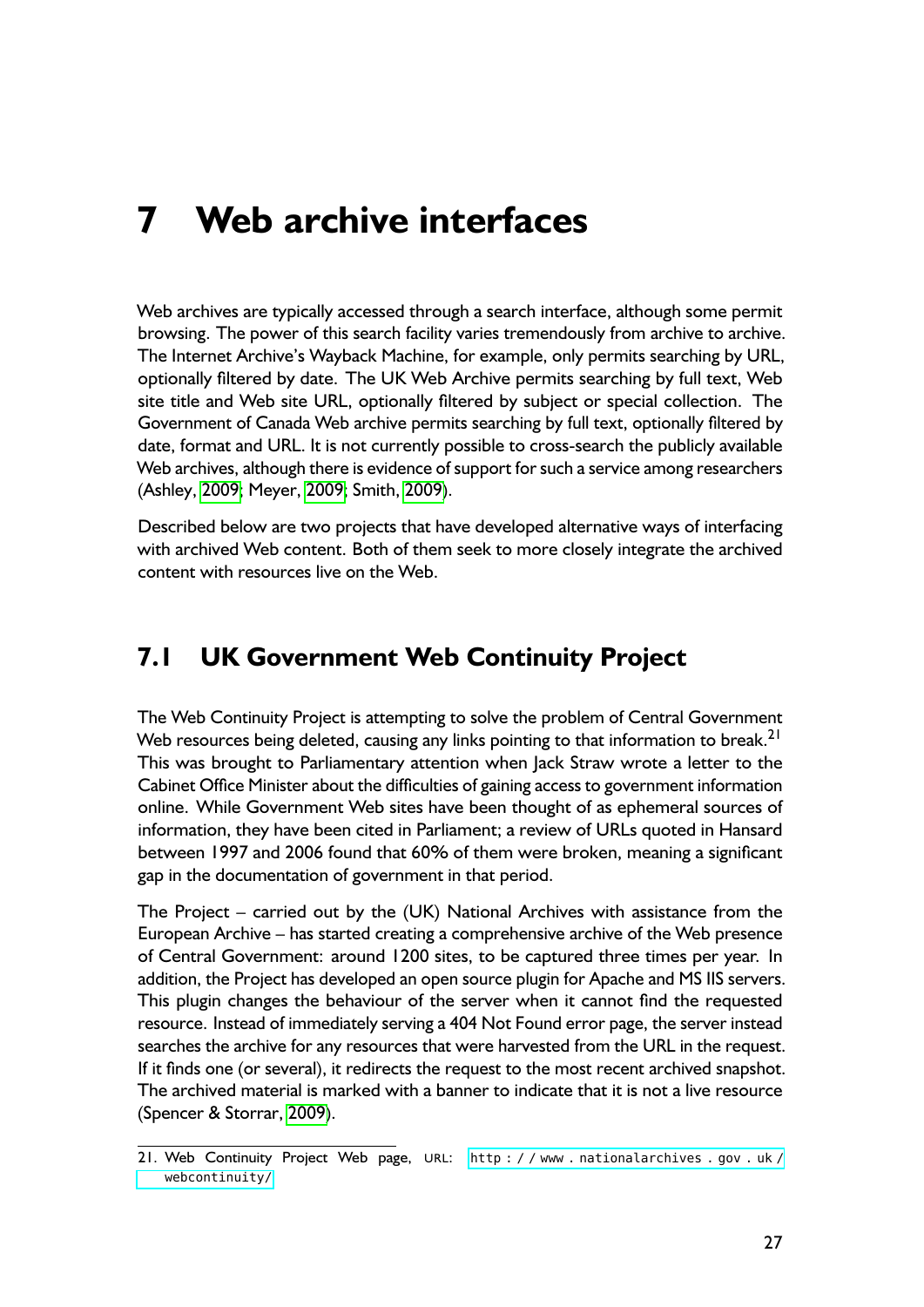# 7 Web archive interfaces

Web archives are typically accessed through a search interface, although some permit browsing. The power of this search facility varies tremendously from archive to archive. The Internet Archive's Wayback Machine, for example, only permits searching by URL, optionally filtered by date. The UK Web Archive permits searching by full text, Web site title and Web site URL, optionally filtered by subject or special collection. The Government of Canada Web archive permits searching by full text, optionally filtered by date, format and URL. It is not currently possible to cross-search the publicly available Web archives, although there is evidence of support for such a service among researchers (Ashley, 2009; Meyer, 2009; Smith, 2009).

Described below are two projects that have developed alternative ways of interfacing with archived Web content. Both of them seek to more closely integrate the archived content with resources live on the Web.

## 7.1 UK Government Web Continuity Project

The Web Continuity Project is attempting to solve the problem of Central Government Web resources being deleted, causing any links pointing to that information to break.[21] This was brought to Parliamentary attention when Jack Straw wrote a letter to the Cabinet Office Minister about the difficulties of gaining access to government information online. While Government Web sites have been thought of as ephemeral sources of information, they have been cited in Parliament; a review of URLs quoted in Hansard between 1997 and 2006 found that 60% of them were broken, meaning a significant gap in the documentation of government in that period.

The Project – carried out by the (UK) National Archives with assistance from the European Archive – has started creating a comprehensive archive of the Web presence of Central Government: around 1200 sites, to be captured three times per year. In addition, the Project has developed an open source plugin for Apache and MS IIS servers. This plugin changes the behaviour of the server when it cannot find the requested resource. Instead of immediately serving a 404 Not Found error page, the server instead searches the archive for any resources that were harvested from the URL in the request. If it finds one (or several), it redirects the request to the most recent archived snapshot. The archived material is marked with a banner to indicate that it is not a live resource (Spencer & Storrar, 2009).

21. Web Continuity Project Web page, URL: http://www.nationalarchives.gov.uk/webcontinuity/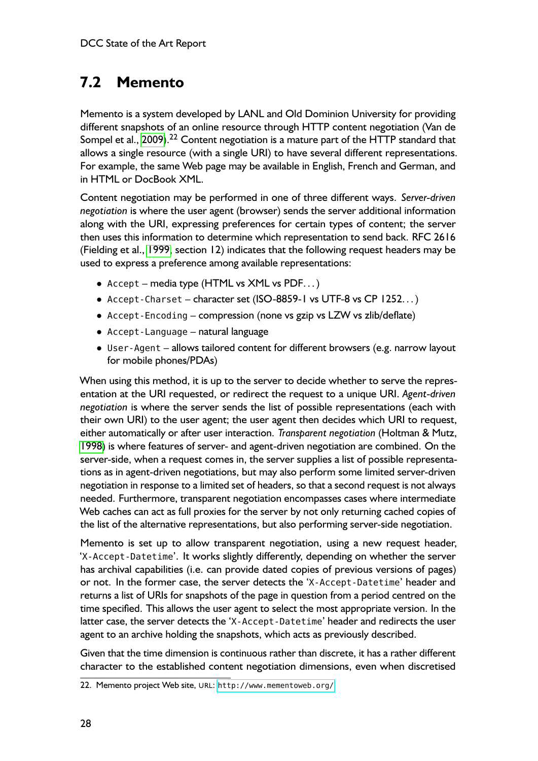## 7.2 Memento

Memento is a system developed by LANL and Old Dominion University for providing different snapshots of an online resource through HTTP content negotiation (Van de Sompel et al., 2009).[22] Content negotiation is a mature part of the HTTP standard that allows a single resource (with a single URI) to have several different representations. For example, the same Web page may be available in English, French and German, and in HTML or DocBook XML.

Content negotiation may be performed in one of three different ways. *Server-driven negotiation* is where the user agent (browser) sends the server additional information along with the URI, expressing preferences for certain types of content; the server then uses this information to determine which representation to send back. RFC 2616 (Fielding et al., 1999, section 12) indicates that the following request headers may be used to express a preference among available representations:

- `Accept` – media type (HTML vs XML vs PDF...)
- `Accept-Charset` – character set (ISO-8859-1 vs UTF-8 vs CP 1252...)
- `Accept-Encoding` – compression (none vs gzip vs LZW vs zlib/deflate)
- `Accept-Language` – natural language
- `User-Agent` – allows tailored content for different browsers (e.g. narrow layout for mobile phones/PDAs)

When using this method, it is up to the server to decide whether to serve the representation at the URI requested, or redirect the request to a unique URI. *Agent-driven negotiation* is where the server sends the list of possible representations (each with their own URI) to the user agent; the user agent then decides which URI to request, either automatically or after user interaction. *Transparent negotiation* (Holtman & Mutz, 1998) is where features of server- and agent-driven negotiation are combined. On the server-side, when a request comes in, the server supplies a list of possible representations as in agent-driven negotiations, but may also perform some limited server-driven negotiation in response to a limited set of headers, so that a second request is not always needed. Furthermore, transparent negotiation encompasses cases where intermediate Web caches can act as full proxies for the server by not only returning cached copies of the list of the alternative representations, but also performing server-side negotiation.

Memento is set up to allow transparent negotiation, using a new request header, '`X-Accept-Datetime`'. It works slightly differently, depending on whether the server has archival capabilities (i.e. can provide dated copies of previous versions of pages) or not. In the former case, the server detects the '`X-Accept-Datetime`' header and returns a list of URIs for snapshots of the page in question from a period centred on the time specified. This allows the user agent to select the most appropriate version. In the latter case, the server detects the '`X-Accept-Datetime`' header and redirects the user agent to an archive holding the snapshots, which acts as previously described.

Given that the time dimension is continuous rather than discrete, it has a rather different character to the established content negotiation dimensions, even when discretised

22. Memento project Web site, URL: http://www.mementoweb.org/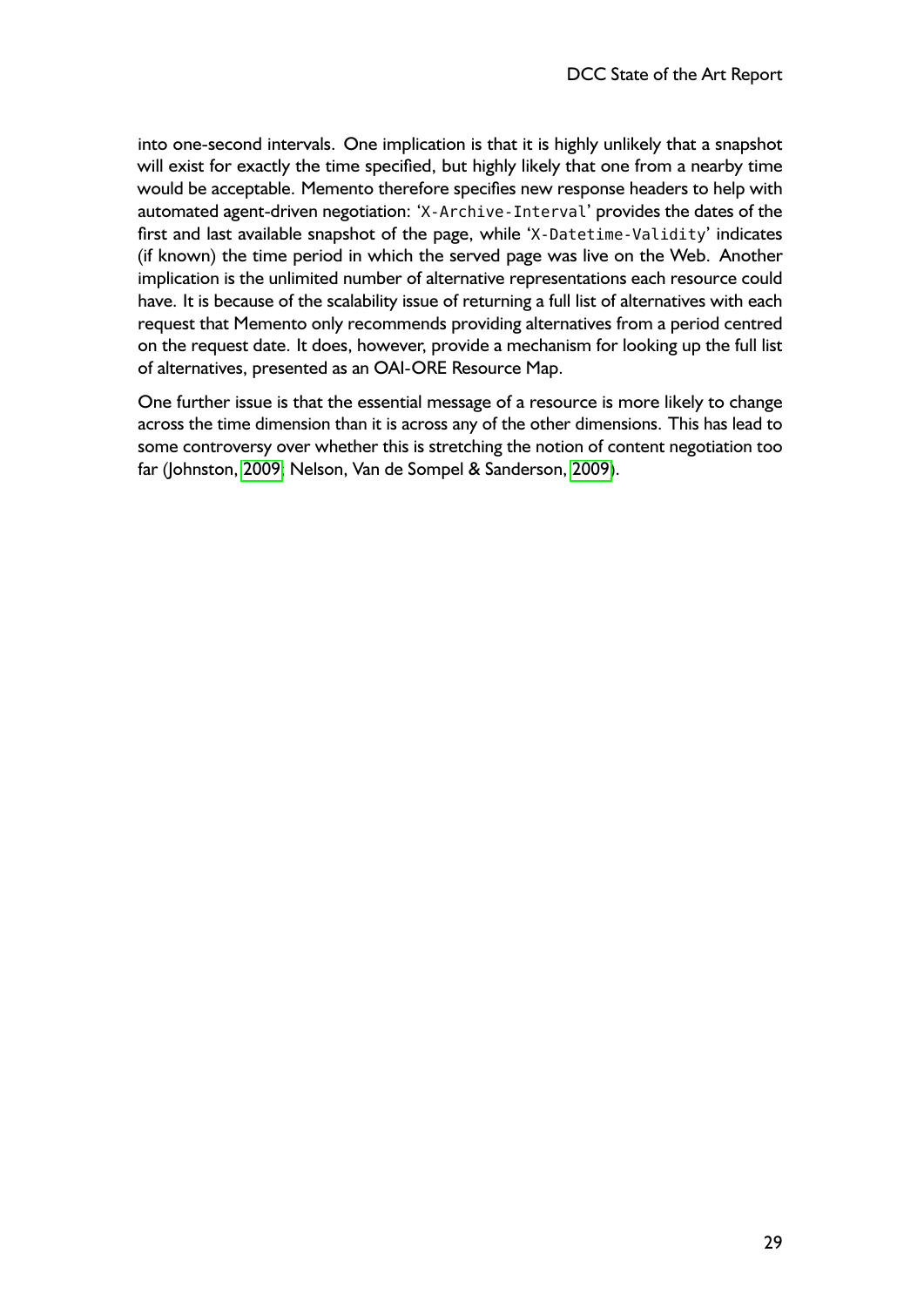into one-second intervals. One implication is that it is highly unlikely that a snapshot will exist for exactly the time specified, but highly likely that one from a nearby time would be acceptable. Memento therefore specifies new response headers to help with automated agent-driven negotiation: '`X-Archive-Interval`' provides the dates of the first and last available snapshot of the page, while '`X-Datetime-Validity`' indicates (if known) the time period in which the served page was live on the Web. Another implication is the unlimited number of alternative representations each resource could have. It is because of the scalability issue of returning a full list of alternatives with each request that Memento only recommends providing alternatives from a period centred on the request date. It does, however, provide a mechanism for looking up the full list of alternatives, presented as an OAI-ORE Resource Map.

One further issue is that the essential message of a resource is more likely to change across the time dimension than it is across any of the other dimensions. This has lead to some controversy over whether this is stretching the notion of content negotiation too far (Johnston, 2009; Nelson, Van de Sompel & Sanderson, 2009).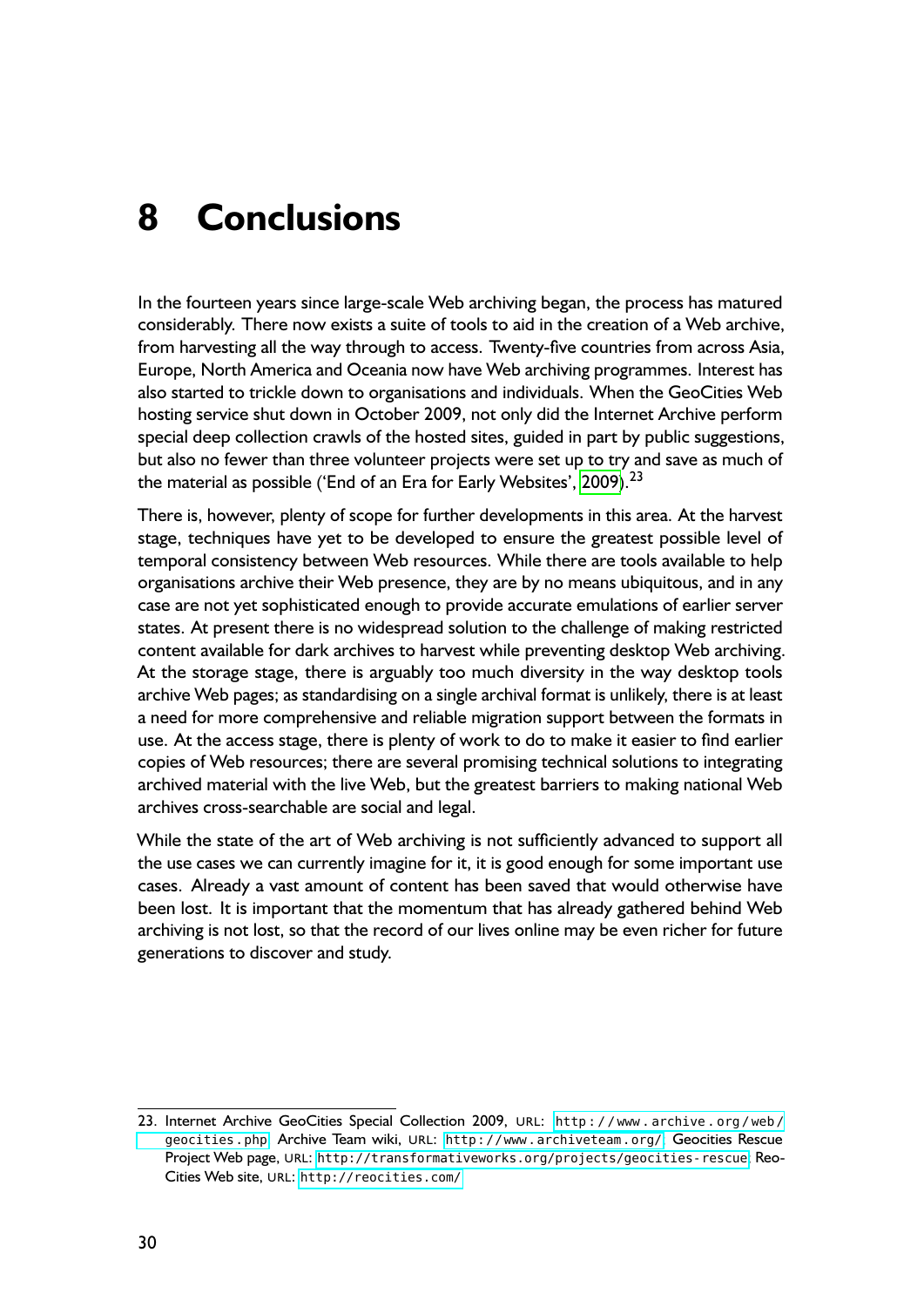# 8 Conclusions

In the fourteen years since large-scale Web archiving began, the process has matured considerably. There now exists a suite of tools to aid in the creation of a Web archive, from harvesting all the way through to access. Twenty-five countries from across Asia, Europe, North America and Oceania now have Web archiving programmes. Interest has also started to trickle down to organisations and individuals. When the GeoCities Web hosting service shut down in October 2009, not only did the Internet Archive perform special deep collection crawls of the hosted sites, guided in part by public suggestions, but also no fewer than three volunteer projects were set up to try and save as much of the material as possible ('End of an Era for Early Websites', 2009).[23]

There is, however, plenty of scope for further developments in this area. At the harvest stage, techniques have yet to be developed to ensure the greatest possible level of temporal consistency between Web resources. While there are tools available to help organisations archive their Web presence, they are by no means ubiquitous, and in any case are not yet sophisticated enough to provide accurate emulations of earlier server states. At present there is no widespread solution to the challenge of making restricted content available for dark archives to harvest while preventing desktop Web archiving. At the storage stage, there is arguably too much diversity in the way desktop tools archive Web pages; as standardising on a single archival format is unlikely, there is at least a need for more comprehensive and reliable migration support between the formats in use. At the access stage, there is plenty of work to do to make it easier to find earlier copies of Web resources; there are several promising technical solutions to integrating archived material with the live Web, but the greatest barriers to making national Web archives cross-searchable are social and legal.

While the state of the art of Web archiving is not sufficiently advanced to support all the use cases we can currently imagine for it, it is good enough for some important use cases. Already a vast amount of content has been saved that would otherwise have been lost. It is important that the momentum that has already gathered behind Web archiving is not lost, so that the record of our lives online may be even richer for future generations to discover and study.

---

23. Internet Archive GeoCities Special Collection 2009, URL: http://www.archive.org/web/geocities.php. Archive Team wiki, URL: http://www.archiveteam.org/. Geocities Rescue Project Web page, URL: http://transformativeworks.org/projects/geocities-rescue. Reo-Cities Web site, URL: http://reocities.com/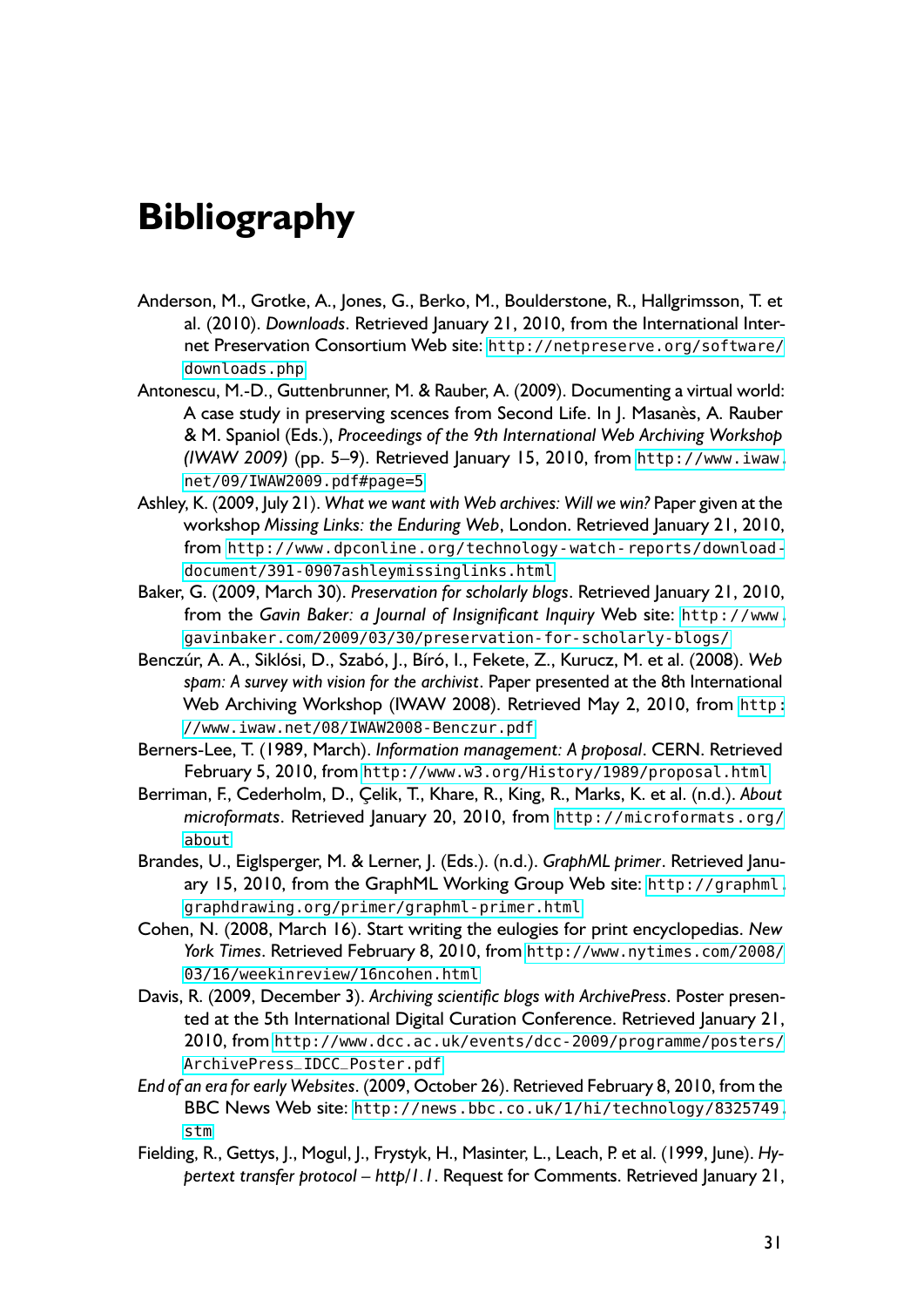# Bibliography

Anderson, M., Grotke, A., Jones, G., Berko, M., Boulderstone, R., Hallgrimsson, T. et al. (2010). *Downloads*. Retrieved January 21, 2010, from the International Internet Preservation Consortium Web site: http://netpreserve.org/software/downloads.php

Antonescu, M.-D., Guttenbrunner, M. & Rauber, A. (2009). Documenting a virtual world: A case study in preserving scences from Second Life. In J. Masanès, A. Rauber & M. Spaniol (Eds.), *Proceedings of the 9th International Web Archiving Workshop (IWAW 2009)* (pp. 5–9). Retrieved January 15, 2010, from http://www.iwaw.net/09/IWAW2009.pdf#page=5

Ashley, K. (2009, July 21). *What we want with Web archives: Will we win?* Paper given at the workshop *Missing Links: the Enduring Web*, London. Retrieved January 21, 2010, from http://www.dpconline.org/technology-watch-reports/download-document/391-0907ashleymissinglinks.html

Baker, G. (2009, March 30). *Preservation for scholarly blogs*. Retrieved January 21, 2010, from the *Gavin Baker: a Journal of Insignificant Inquiry* Web site: http://www.gavinbaker.com/2009/03/30/preservation-for-scholarly-blogs/

Benczúr, A. A., Siklósi, D., Szabó, J., Bíró, I., Fekete, Z., Kurucz, M. et al. (2008). *Web spam: A survey with vision for the archivist*. Paper presented at the 8th International Web Archiving Workshop (IWAW 2008). Retrieved May 2, 2010, from http://www.iwaw.net/08/IWAW2008-Benczur.pdf

Berners-Lee, T. (1989, March). *Information management: A proposal*. CERN. Retrieved February 5, 2010, from http://www.w3.org/History/1989/proposal.html

Berriman, F., Cederholm, D., Çelik, T., Khare, R., King, R., Marks, K. et al. (n.d.). *About microformats*. Retrieved January 20, 2010, from http://microformats.org/about

Brandes, U., Eiglsperger, M. & Lerner, J. (Eds.). (n.d.). *GraphML primer*. Retrieved January 15, 2010, from the GraphML Working Group Web site: http://graphml.graphdrawing.org/primer/graphml-primer.html

Cohen, N. (2008, March 16). Start writing the eulogies for print encyclopedias. *New York Times*. Retrieved February 8, 2010, from http://www.nytimes.com/2008/03/16/weekinreview/16ncohen.html

Davis, R. (2009, December 3). *Archiving scientific blogs with ArchivePress*. Poster presented at the 5th International Digital Curation Conference. Retrieved January 21, 2010, from http://www.dcc.ac.uk/events/dcc-2009/programme/posters/ArchivePress_IDCC_Poster.pdf

*End of an era for early Websites*. (2009, October 26). Retrieved February 8, 2010, from the BBC News Web site: http://news.bbc.co.uk/1/hi/technology/8325749.stm

Fielding, R., Gettys, J., Mogul, J., Frystyk, H., Masinter, L., Leach, P. et al. (1999, June). *Hypertext transfer protocol – http/1.1*. Request for Comments. Retrieved January 21,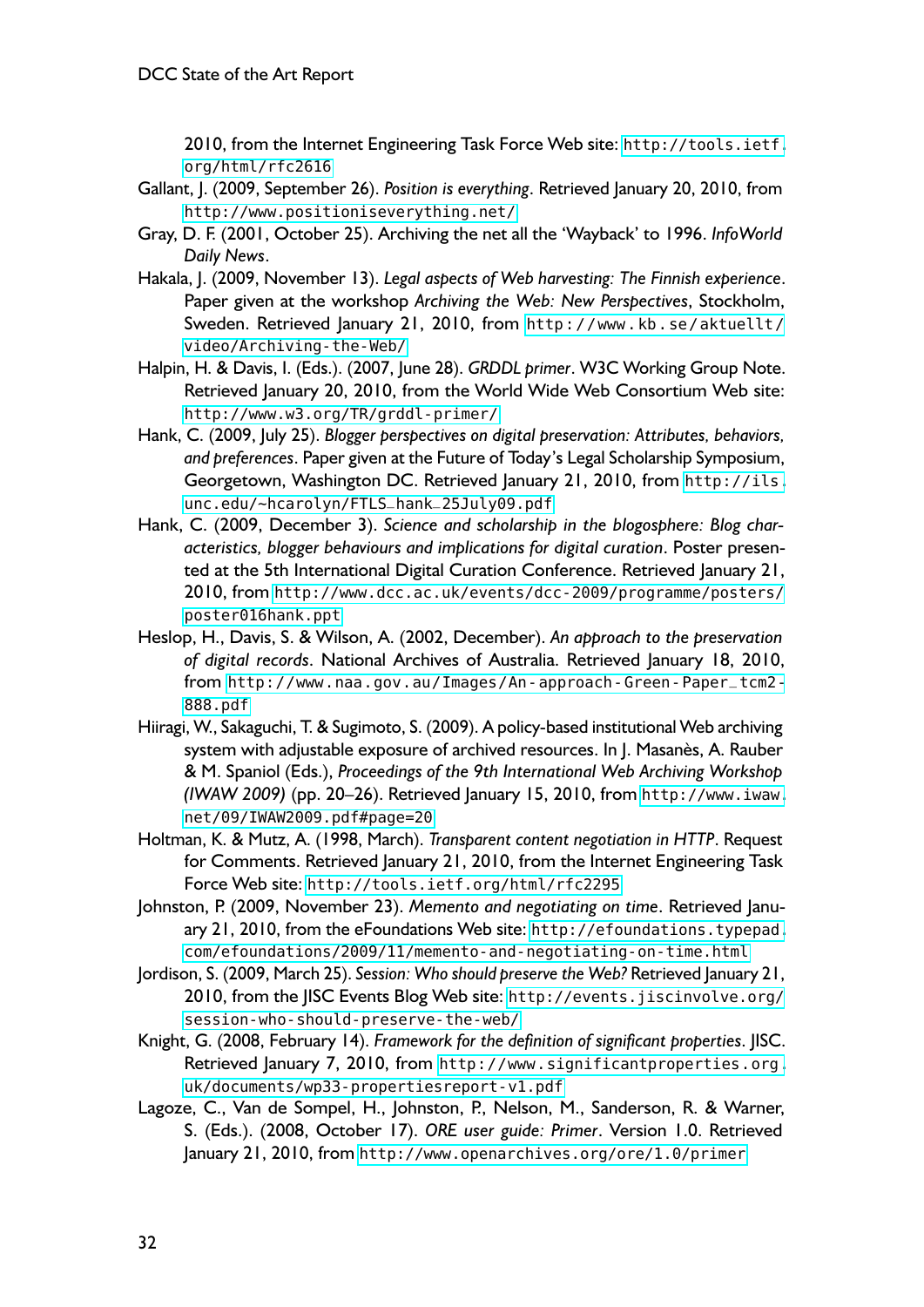2010, from the Internet Engineering Task Force Web site: http://tools.ietf.org/html/rfc2616

Gallant, J. (2009, September 26). *Position is everything*. Retrieved January 20, 2010, from http://www.positioniseverything.net/

Gray, D. F. (2001, October 25). Archiving the net all the 'Wayback' to 1996. *InfoWorld Daily News*.

Hakala, J. (2009, November 13). *Legal aspects of Web harvesting: The Finnish experience*. Paper given at the workshop *Archiving the Web: New Perspectives*, Stockholm, Sweden. Retrieved January 21, 2010, from http://www.kb.se/aktuellt/video/Archiving-the-Web/

Halpin, H. & Davis, I. (Eds.). (2007, June 28). *GRDDL primer*. W3C Working Group Note. Retrieved January 20, 2010, from the World Wide Web Consortium Web site: http://www.w3.org/TR/grddl-primer/

Hank, C. (2009, July 25). *Blogger perspectives on digital preservation: Attributes, behaviors, and preferences*. Paper given at the Future of Today's Legal Scholarship Symposium, Georgetown, Washington DC. Retrieved January 21, 2010, from http://ils.unc.edu/~hcarolyn/FTLS_hank_25July09.pdf

Hank, C. (2009, December 3). *Science and scholarship in the blogosphere: Blog characteristics, blogger behaviours and implications for digital curation*. Poster presented at the 5th International Digital Curation Conference. Retrieved January 21, 2010, from http://www.dcc.ac.uk/events/dcc-2009/programme/posters/poster016hank.ppt

Heslop, H., Davis, S. & Wilson, A. (2002, December). *An approach to the preservation of digital records*. National Archives of Australia. Retrieved January 18, 2010, from http://www.naa.gov.au/Images/An-approach-Green-Paper_tcm2-888.pdf

Hiiragi, W., Sakaguchi, T. & Sugimoto, S. (2009). A policy-based institutional Web archiving system with adjustable exposure of archived resources. In J. Masanès, A. Rauber & M. Spaniol (Eds.), *Proceedings of the 9th International Web Archiving Workshop (IWAW 2009)* (pp. 20–26). Retrieved January 15, 2010, from http://www.iwaw.net/09/IWAW2009.pdf#page=20

Holtman, K. & Mutz, A. (1998, March). *Transparent content negotiation in HTTP*. Request for Comments. Retrieved January 21, 2010, from the Internet Engineering Task Force Web site: http://tools.ietf.org/html/rfc2295

Johnston, P. (2009, November 23). *Memento and negotiating on time*. Retrieved January 21, 2010, from the eFoundations Web site: http://efoundations.typepad.com/efoundations/2009/11/memento-and-negotiating-on-time.html

Jordison, S. (2009, March 25). *Session: Who should preserve the Web?* Retrieved January 21, 2010, from the JISC Events Blog Web site: http://events.jiscinvolve.org/session-who-should-preserve-the-web/

Knight, G. (2008, February 14). *Framework for the definition of significant properties*. JISC. Retrieved January 7, 2010, from http://www.significantproperties.org.uk/documents/wp33-propertiesreport-v1.pdf

Lagoze, C., Van de Sompel, H., Johnston, P., Nelson, M., Sanderson, R. & Warner, S. (Eds.). (2008, October 17). *ORE user guide: Primer*. Version 1.0. Retrieved January 21, 2010, from http://www.openarchives.org/ore/1.0/primer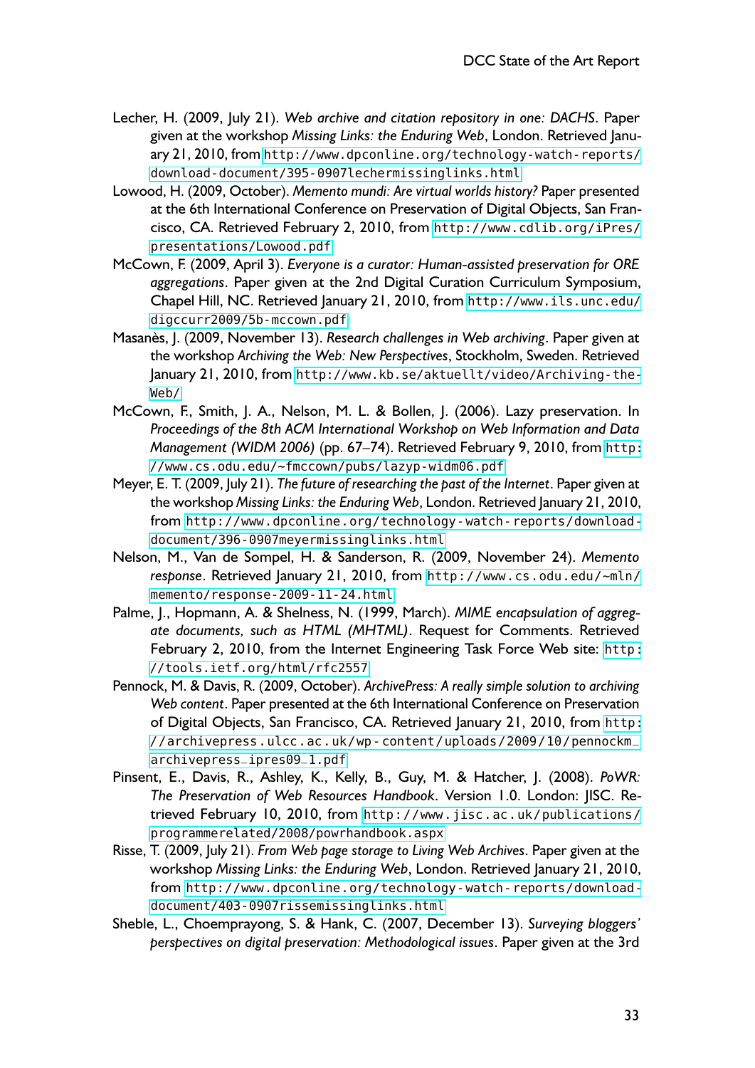Lecher, H. (2009, July 21). *Web archive and citation repository in one: DACHS*. Paper given at the workshop *Missing Links: the Enduring Web*, London. Retrieved January 21, 2010, from http://www.dpconline.org/technology-watch-reports/download-document/395-0907lechermissinglinks.html

Lowood, H. (2009, October). *Memento mundi: Are virtual worlds history?* Paper presented at the 6th International Conference on Preservation of Digital Objects, San Francisco, CA. Retrieved February 2, 2010, from http://www.cdlib.org/iPres/presentations/Lowood.pdf

McCown, F. (2009, April 3). *Everyone is a curator: Human-assisted preservation for ORE aggregations*. Paper given at the 2nd Digital Curation Curriculum Symposium, Chapel Hill, NC. Retrieved January 21, 2010, from http://www.ils.unc.edu/digccurr2009/5b-mccown.pdf

Masanès, J. (2009, November 13). *Research challenges in Web archiving*. Paper given at the workshop *Archiving the Web: New Perspectives*, Stockholm, Sweden. Retrieved January 21, 2010, from http://www.kb.se/aktuellt/video/Archiving-the-Web/

McCown, F., Smith, J. A., Nelson, M. L. & Bollen, J. (2006). Lazy preservation. In *Proceedings of the 8th ACM International Workshop on Web Information and Data Management (WIDM 2006)* (pp. 67–74). Retrieved February 9, 2010, from http://www.cs.odu.edu/~fmccown/pubs/lazyp-widm06.pdf

Meyer, E. T. (2009, July 21). *The future of researching the past of the Internet*. Paper given at the workshop *Missing Links: the Enduring Web*, London. Retrieved January 21, 2010, from http://www.dpconline.org/technology-watch-reports/download-document/396-0907meyermissinglinks.html

Nelson, M., Van de Sompel, H. & Sanderson, R. (2009, November 24). *Memento response*. Retrieved January 21, 2010, from http://www.cs.odu.edu/~mln/memento/response-2009-11-24.html

Palme, J., Hopmann, A. & Shelness, N. (1999, March). *MIME encapsulation of aggregate documents, such as HTML (MHTML)*. Request for Comments. Retrieved February 2, 2010, from the Internet Engineering Task Force Web site: http://tools.ietf.org/html/rfc2557

Pennock, M. & Davis, R. (2009, October). *ArchivePress: A really simple solution to archiving Web content*. Paper presented at the 6th International Conference on Preservation of Digital Objects, San Francisco, CA. Retrieved January 21, 2010, from http://archivepress.ulcc.ac.uk/wp-content/uploads/2009/10/pennockm_archivepress_ipres09_1.pdf

Pinsent, E., Davis, R., Ashley, K., Kelly, B., Guy, M. & Hatcher, J. (2008). *PoWR: The Preservation of Web Resources Handbook*. Version 1.0. London: JISC. Retrieved February 10, 2010, from http://www.jisc.ac.uk/publications/programmerelated/2008/powrhandbook.aspx

Risse, T. (2009, July 21). *From Web page storage to Living Web Archives*. Paper given at the workshop *Missing Links: the Enduring Web*, London. Retrieved January 21, 2010, from http://www.dpconline.org/technology-watch-reports/download-document/403-0907rissemissinglinks.html

Sheble, L., Choemprayong, S. & Hank, C. (2007, December 13). *Surveying bloggers' perspectives on digital preservation: Methodological issues*. Paper given at the 3rd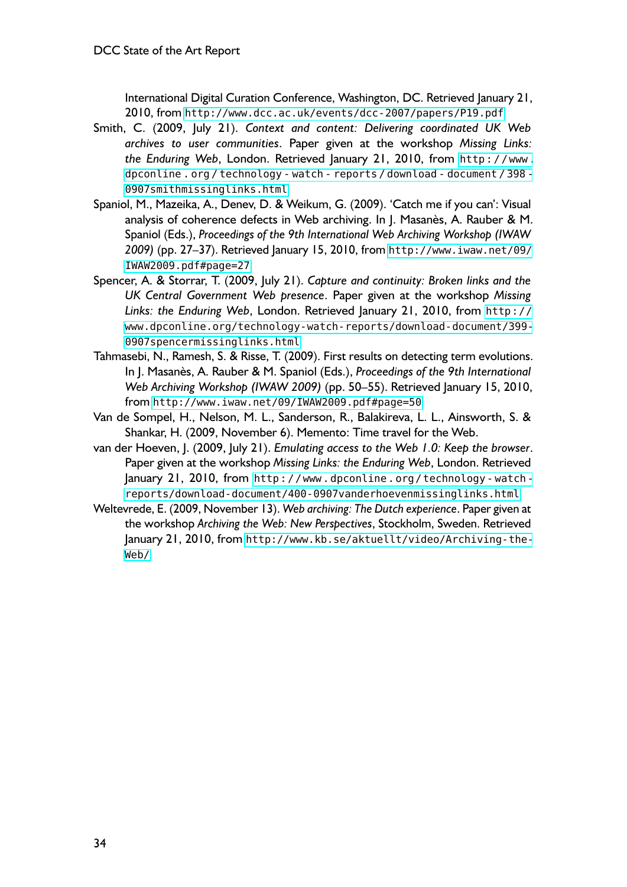International Digital Curation Conference, Washington, DC. Retrieved January 21, 2010, from http://www.dcc.ac.uk/events/dcc-2007/papers/P19.pdf

Smith, C. (2009, July 21). *Context and content: Delivering coordinated UK Web archives to user communities*. Paper given at the workshop *Missing Links: the Enduring Web*, London. Retrieved January 21, 2010, from http://www.dpconline.org/technology-watch-reports/download-document/398-0907smithmissinglinks.html

Spaniol, M., Mazeika, A., Denev, D. & Weikum, G. (2009). 'Catch me if you can': Visual analysis of coherence defects in Web archiving. In J. Masanès, A. Rauber & M. Spaniol (Eds.), *Proceedings of the 9th International Web Archiving Workshop (IWAW 2009)* (pp. 27–37). Retrieved January 15, 2010, from http://www.iwaw.net/09/IWAW2009.pdf#page=27

Spencer, A. & Storrar, T. (2009, July 21). *Capture and continuity: Broken links and the UK Central Government Web presence*. Paper given at the workshop *Missing Links: the Enduring Web*, London. Retrieved January 21, 2010, from http://www.dpconline.org/technology-watch-reports/download-document/399-0907spencermissinglinks.html

Tahmasebi, N., Ramesh, S. & Risse, T. (2009). First results on detecting term evolutions. In J. Masanès, A. Rauber & M. Spaniol (Eds.), *Proceedings of the 9th International Web Archiving Workshop (IWAW 2009)* (pp. 50–55). Retrieved January 15, 2010, from http://www.iwaw.net/09/IWAW2009.pdf#page=50

Van de Sompel, H., Nelson, M. L., Sanderson, R., Balakireva, L. L., Ainsworth, S. & Shankar, H. (2009, November 6). Memento: Time travel for the Web.

van der Hoeven, J. (2009, July 21). *Emulating access to the Web 1.0: Keep the browser*. Paper given at the workshop *Missing Links: the Enduring Web*, London. Retrieved January 21, 2010, from http://www.dpconline.org/technology-watch-reports/download-document/400-0907vanderhoevenmissinglinks.html

Weltevrede, E. (2009, November 13). *Web archiving: The Dutch experience*. Paper given at the workshop *Archiving the Web: New Perspectives*, Stockholm, Sweden. Retrieved January 21, 2010, from http://www.kb.se/aktuellt/video/Archiving-the-Web/